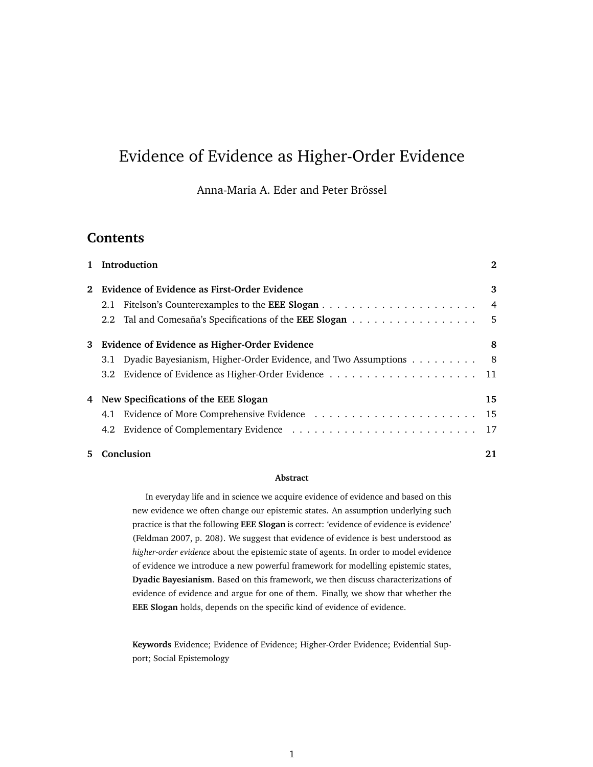# Evidence of Evidence as Higher-Order Evidence

Anna-Maria A. Eder and Peter Brössel

## Contents

**1 Introduction** — **2**

**2 Evidence of Evidence as First-Order Evidence** — **3**
- 2.1 Fitelson's Counterexamples to the **EEE Slogan** — 4
- 2.2 Tal and Comesaña's Specifications of the **EEE Slogan** — 5

**3 Evidence of Evidence as Higher-Order Evidence** — **8**
- 3.1 Dyadic Bayesianism, Higher-Order Evidence, and Two Assumptions — 8
- 3.2 Evidence of Evidence as Higher-Order Evidence — 11

**4 New Specifications of the EEE Slogan** — **15**
- 4.1 Evidence of More Comprehensive Evidence — 15
- 4.2 Evidence of Complementary Evidence — 17

**5 Conclusion** — **21**

**Abstract**

In everyday life and in science we acquire evidence of evidence and based on this new evidence we often change our epistemic states. An assumption underlying such practice is that the following **EEE Slogan** is correct: 'evidence of evidence is evidence' (Feldman 2007, p. 208). We suggest that evidence of evidence is best understood as *higher-order evidence* about the epistemic state of agents. In order to model evidence of evidence we introduce a new powerful framework for modelling epistemic states, **Dyadic Bayesianism**. Based on this framework, we then discuss characterizations of evidence of evidence and argue for one of them. Finally, we show that whether the **EEE Slogan** holds, depends on the specific kind of evidence of evidence.

**Keywords** Evidence; Evidence of Evidence; Higher-Order Evidence; Evidential Support; Social Epistemology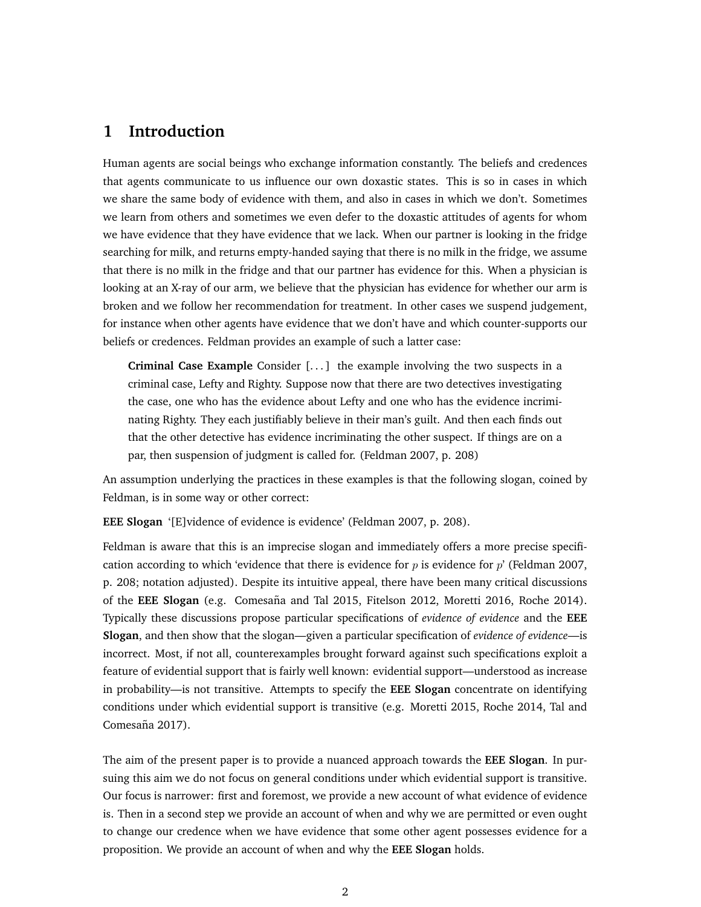## 1 Introduction

Human agents are social beings who exchange information constantly. The beliefs and credences that agents communicate to us influence our own doxastic states. This is so in cases in which we share the same body of evidence with them, and also in cases in which we don't. Sometimes we learn from others and sometimes we even defer to the doxastic attitudes of agents for whom we have evidence that they have evidence that we lack. When our partner is looking in the fridge searching for milk, and returns empty-handed saying that there is no milk in the fridge, we assume that there is no milk in the fridge and that our partner has evidence for this. When a physician is looking at an X-ray of our arm, we believe that the physician has evidence for whether our arm is broken and we follow her recommendation for treatment. In other cases we suspend judgement, for instance when other agents have evidence that we don't have and which counter-supports our beliefs or credences. Feldman provides an example of such a latter case:

> **Criminal Case Example** Consider [...] the example involving the two suspects in a criminal case, Lefty and Righty. Suppose now that there are two detectives investigating the case, one who has the evidence about Lefty and one who has the evidence incriminating Righty. They each justifiably believe in their man's guilt. And then each finds out that the other detective has evidence incriminating the other suspect. If things are on a par, then suspension of judgment is called for. (Feldman 2007, p. 208)

An assumption underlying the practices in these examples is that the following slogan, coined by Feldman, is in some way or other correct:

**EEE Slogan** '[E]vidence of evidence is evidence' (Feldman 2007, p. 208).

Feldman is aware that this is an imprecise slogan and immediately offers a more precise specification according to which 'evidence that there is evidence for $p$ is evidence for $p$' (Feldman 2007, p. 208; notation adjusted). Despite its intuitive appeal, there have been many critical discussions of the **EEE Slogan** (e.g. Comesaña and Tal 2015, Fitelson 2012, Moretti 2016, Roche 2014). Typically these discussions propose particular specifications of *evidence of evidence* and the **EEE Slogan**, and then show that the slogan—given a particular specification of *evidence of evidence*—is incorrect. Most, if not all, counterexamples brought forward against such specifications exploit a feature of evidential support that is fairly well known: evidential support—understood as increase in probability—is not transitive. Attempts to specify the **EEE Slogan** concentrate on identifying conditions under which evidential support is transitive (e.g. Moretti 2015, Roche 2014, Tal and Comesaña 2017).

The aim of the present paper is to provide a nuanced approach towards the **EEE Slogan**. In pursuing this aim we do not focus on general conditions under which evidential support is transitive. Our focus is narrower: first and foremost, we provide a new account of what evidence of evidence is. Then in a second step we provide an account of when and why we are permitted or even ought to change our credence when we have evidence that some other agent possesses evidence for a proposition. We provide an account of when and why the **EEE Slogan** holds.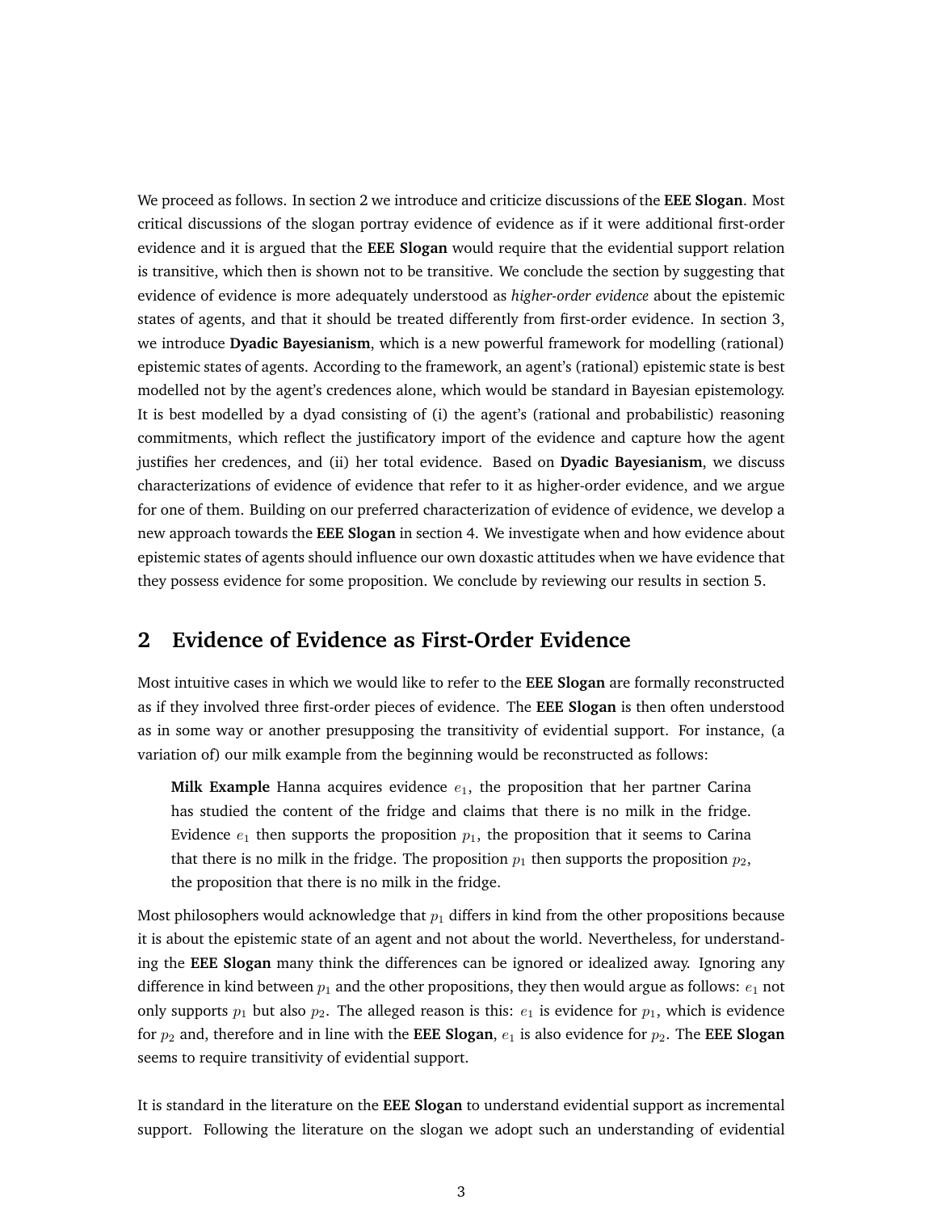We proceed as follows. In section 2 we introduce and criticize discussions of the **EEE Slogan**. Most critical discussions of the slogan portray evidence of evidence as if it were additional first-order evidence and it is argued that the **EEE Slogan** would require that the evidential support relation is transitive, which then is shown not to be transitive. We conclude the section by suggesting that evidence of evidence is more adequately understood as *higher-order evidence* about the epistemic states of agents, and that it should be treated differently from first-order evidence. In section 3, we introduce **Dyadic Bayesianism**, which is a new powerful framework for modelling (rational) epistemic states of agents. According to the framework, an agent's (rational) epistemic state is best modelled not by the agent's credences alone, which would be standard in Bayesian epistemology. It is best modelled by a dyad consisting of (i) the agent's (rational and probabilistic) reasoning commitments, which reflect the justificatory import of the evidence and capture how the agent justifies her credences, and (ii) her total evidence. Based on **Dyadic Bayesianism**, we discuss characterizations of evidence of evidence that refer to it as higher-order evidence, and we argue for one of them. Building on our preferred characterization of evidence of evidence, we develop a new approach towards the **EEE Slogan** in section 4. We investigate when and how evidence about epistemic states of agents should influence our own doxastic attitudes when we have evidence that they possess evidence for some proposition. We conclude by reviewing our results in section 5.

## 2 Evidence of Evidence as First-Order Evidence

Most intuitive cases in which we would like to refer to the **EEE Slogan** are formally reconstructed as if they involved three first-order pieces of evidence. The **EEE Slogan** is then often understood as in some way or another presupposing the transitivity of evidential support. For instance, (a variation of) our milk example from the beginning would be reconstructed as follows:

> **Milk Example** Hanna acquires evidence $e_1$, the proposition that her partner Carina has studied the content of the fridge and claims that there is no milk in the fridge. Evidence $e_1$ then supports the proposition $p_1$, the proposition that it seems to Carina that there is no milk in the fridge. The proposition $p_1$ then supports the proposition $p_2$, the proposition that there is no milk in the fridge.

Most philosophers would acknowledge that $p_1$ differs in kind from the other propositions because it is about the epistemic state of an agent and not about the world. Nevertheless, for understanding the **EEE Slogan** many think the differences can be ignored or idealized away. Ignoring any difference in kind between $p_1$ and the other propositions, they then would argue as follows: $e_1$ not only supports $p_1$ but also $p_2$. The alleged reason is this: $e_1$ is evidence for $p_1$, which is evidence for $p_2$ and, therefore and in line with the **EEE Slogan**, $e_1$ is also evidence for $p_2$. The **EEE Slogan** seems to require transitivity of evidential support.

It is standard in the literature on the **EEE Slogan** to understand evidential support as incremental support. Following the literature on the slogan we adopt such an understanding of evidential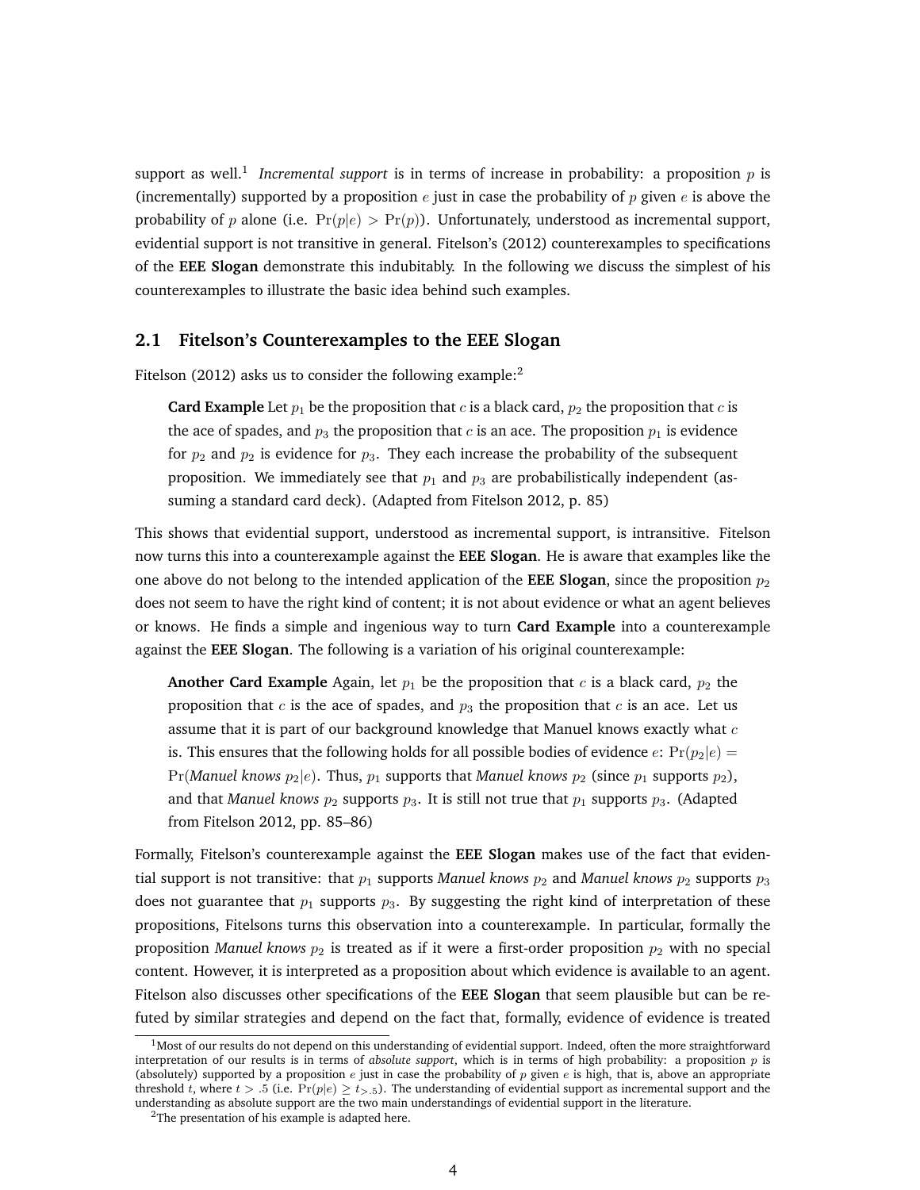support as well.[1] *Incremental support* is in terms of increase in probability: a proposition $p$ is (incrementally) supported by a proposition $e$ just in case the probability of $p$ given $e$ is above the probability of $p$ alone (i.e. $\Pr(p|e) > \Pr(p)$). Unfortunately, understood as incremental support, evidential support is not transitive in general. Fitelson's (2012) counterexamples to specifications of the **EEE Slogan** demonstrate this indubitably. In the following we discuss the simplest of his counterexamples to illustrate the basic idea behind such examples.

## 2.1 Fitelson's Counterexamples to the EEE Slogan

Fitelson (2012) asks us to consider the following example:[2]

> **Card Example** Let $p_1$ be the proposition that $c$ is a black card, $p_2$ the proposition that $c$ is the ace of spades, and $p_3$ the proposition that $c$ is an ace. The proposition $p_1$ is evidence for $p_2$ and $p_2$ is evidence for $p_3$. They each increase the probability of the subsequent proposition. We immediately see that $p_1$ and $p_3$ are probabilistically independent (assuming a standard card deck). (Adapted from Fitelson 2012, p. 85)

This shows that evidential support, understood as incremental support, is intransitive. Fitelson now turns this into a counterexample against the **EEE Slogan**. He is aware that examples like the one above do not belong to the intended application of the **EEE Slogan**, since the proposition $p_2$ does not seem to have the right kind of content; it is not about evidence or what an agent believes or knows. He finds a simple and ingenious way to turn **Card Example** into a counterexample against the **EEE Slogan**. The following is a variation of his original counterexample:

> **Another Card Example** Again, let $p_1$ be the proposition that $c$ is a black card, $p_2$ the proposition that $c$ is the ace of spades, and $p_3$ the proposition that $c$ is an ace. Let us assume that it is part of our background knowledge that Manuel knows exactly what $c$ is. This ensures that the following holds for all possible bodies of evidence $e$: $\Pr(p_2|e) = \Pr(\textit{Manuel knows } p_2|e)$. Thus, $p_1$ supports that *Manuel knows* $p_2$ (since $p_1$ supports $p_2$), and that *Manuel knows* $p_2$ supports $p_3$. It is still not true that $p_1$ supports $p_3$. (Adapted from Fitelson 2012, pp. 85–86)

Formally, Fitelson's counterexample against the **EEE Slogan** makes use of the fact that evidential support is not transitive: that $p_1$ supports *Manuel knows* $p_2$ and *Manuel knows* $p_2$ supports $p_3$ does not guarantee that $p_1$ supports $p_3$. By suggesting the right kind of interpretation of these propositions, Fitelsons turns this observation into a counterexample. In particular, formally the proposition *Manuel knows* $p_2$ is treated as if it were a first-order proposition $p_2$ with no special content. However, it is interpreted as a proposition about which evidence is available to an agent. Fitelson also discusses other specifications of the **EEE Slogan** that seem plausible but can be refuted by similar strategies and depend on the fact that, formally, evidence of evidence is treated

---

[1] Most of our results do not depend on this understanding of evidential support. Indeed, often the more straightforward interpretation of our results is in terms of *absolute support*, which is in terms of high probability: a proposition $p$ is (absolutely) supported by a proposition $e$ just in case the probability of $p$ given $e$ is high, that is, above an appropriate threshold $t$, where $t > .5$ (i.e. $\Pr(p|e) \geq t_{>.5}$). The understanding of evidential support as incremental support and the understanding as absolute support are the two main understandings of evidential support in the literature.

[2] The presentation of his example is adapted here.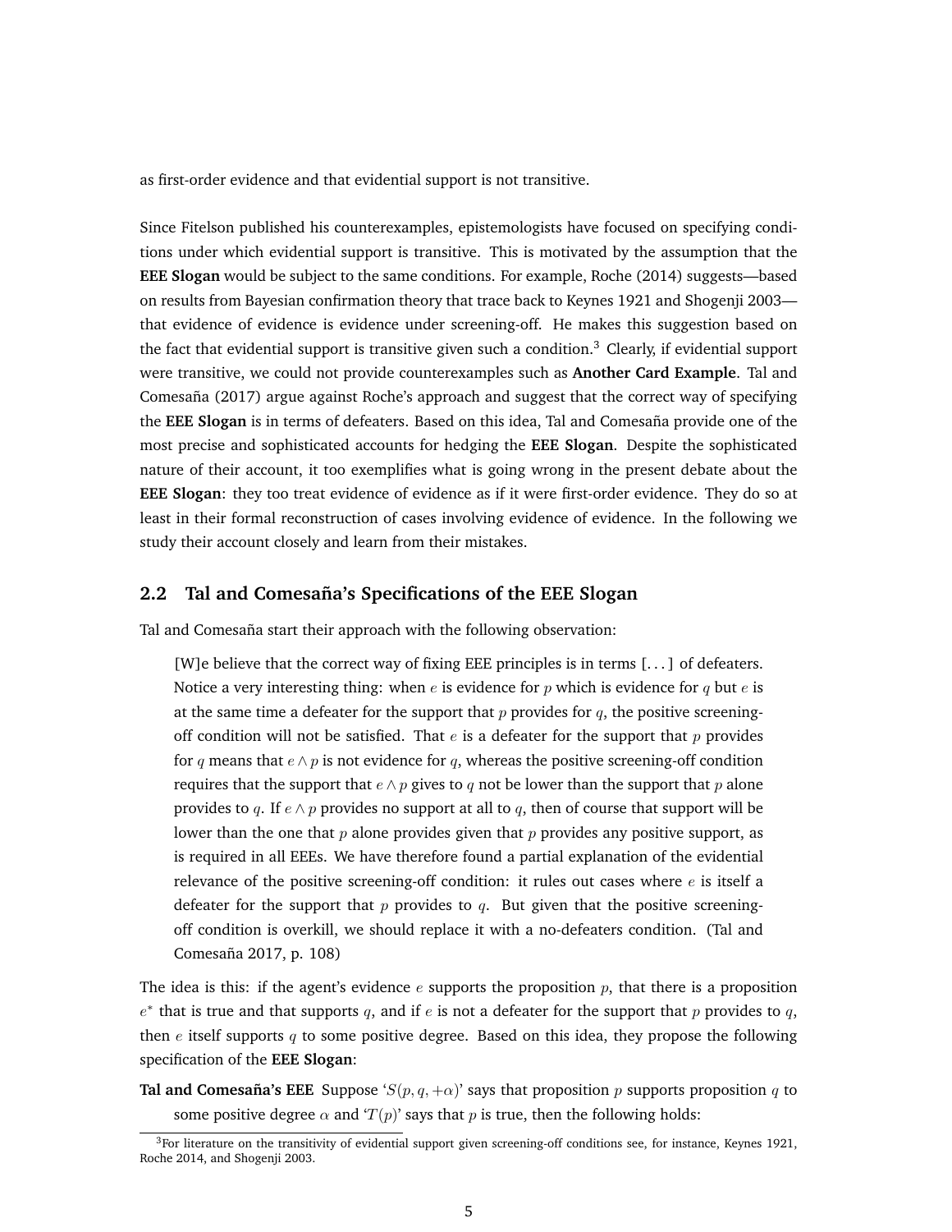as first-order evidence and that evidential support is not transitive.

Since Fitelson published his counterexamples, epistemologists have focused on specifying conditions under which evidential support is transitive. This is motivated by the assumption that the **EEE Slogan** would be subject to the same conditions. For example, Roche (2014) suggests—based on results from Bayesian confirmation theory that trace back to Keynes 1921 and Shogenji 2003—that evidence of evidence is evidence under screening-off. He makes this suggestion based on the fact that evidential support is transitive given such a condition.[3] Clearly, if evidential support were transitive, we could not provide counterexamples such as **Another Card Example**. Tal and Comesaña (2017) argue against Roche's approach and suggest that the correct way of specifying the **EEE Slogan** is in terms of defeaters. Based on this idea, Tal and Comesaña provide one of the most precise and sophisticated accounts for hedging the **EEE Slogan**. Despite the sophisticated nature of their account, it too exemplifies what is going wrong in the present debate about the **EEE Slogan**: they too treat evidence of evidence as if it were first-order evidence. They do so at least in their formal reconstruction of cases involving evidence of evidence. In the following we study their account closely and learn from their mistakes.

## 2.2 Tal and Comesaña's Specifications of the EEE Slogan

Tal and Comesaña start their approach with the following observation:

> [W]e believe that the correct way of fixing EEE principles is in terms [...] of defeaters. Notice a very interesting thing: when $e$ is evidence for $p$ which is evidence for $q$ but $e$ is at the same time a defeater for the support that $p$ provides for $q$, the positive screening-off condition will not be satisfied. That $e$ is a defeater for the support that $p$ provides for $q$ means that $e \wedge p$ is not evidence for $q$, whereas the positive screening-off condition requires that the support that $e \wedge p$ gives to $q$ not be lower than the support that $p$ alone provides to $q$. If $e \wedge p$ provides no support at all to $q$, then of course that support will be lower than the one that $p$ alone provides given that $p$ provides any positive support, as is required in all EEEs. We have therefore found a partial explanation of the evidential relevance of the positive screening-off condition: it rules out cases where $e$ is itself a defeater for the support that $p$ provides to $q$. But given that the positive screening-off condition is overkill, we should replace it with a no-defeaters condition. (Tal and Comesaña 2017, p. 108)

The idea is this: if the agent's evidence $e$ supports the proposition $p$, that there is a proposition $e^*$ that is true and that supports $q$, and if $e$ is not a defeater for the support that $p$ provides to $q$, then $e$ itself supports $q$ to some positive degree. Based on this idea, they propose the following specification of the **EEE Slogan**:

**Tal and Comesaña's EEE** Suppose '$S(p, q, +\alpha)$' says that proposition $p$ supports proposition $q$ to some positive degree $\alpha$ and '$T(p)$' says that $p$ is true, then the following holds:

[3] For literature on the transitivity of evidential support given screening-off conditions see, for instance, Keynes 1921, Roche 2014, and Shogenji 2003.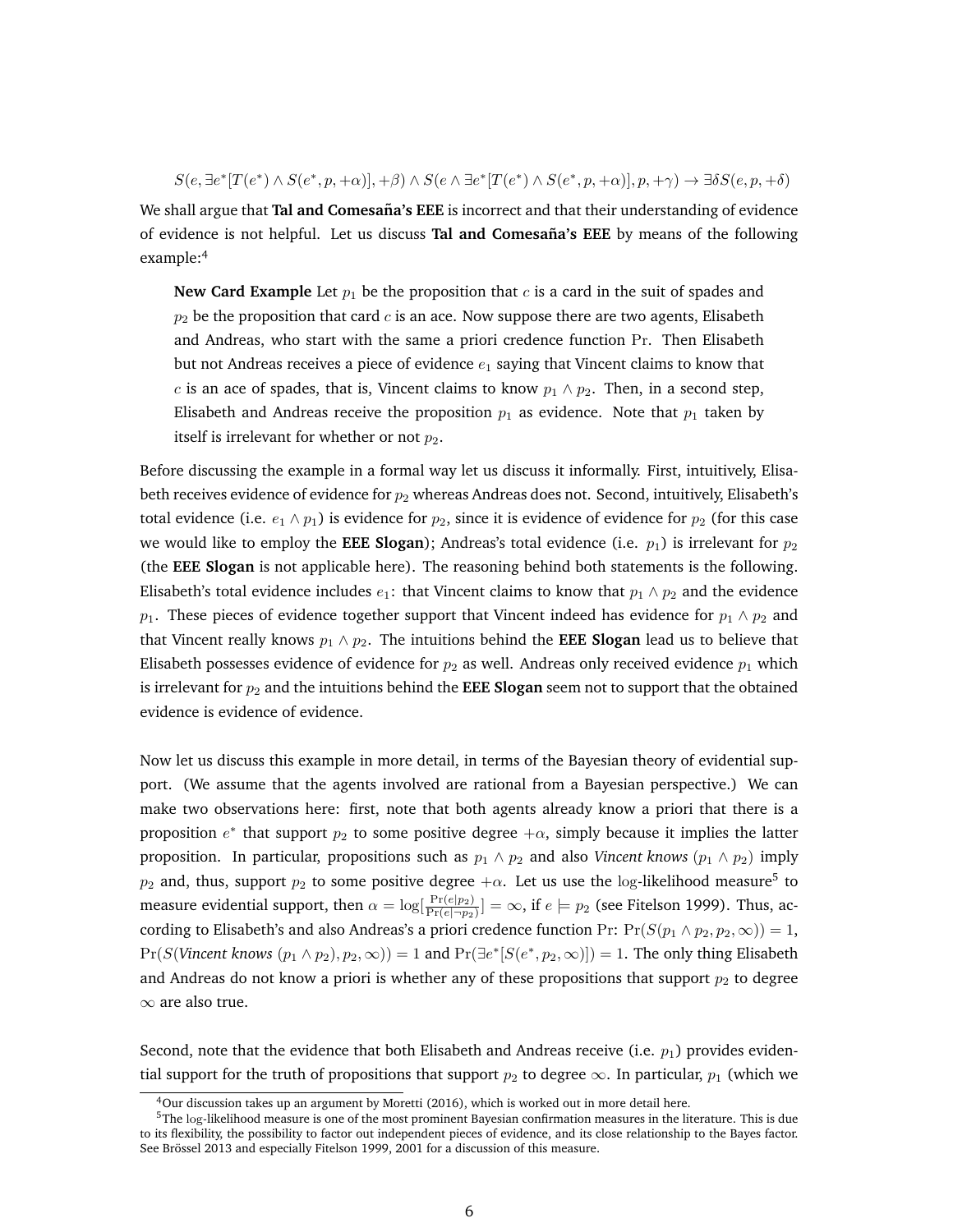$$S(e, \exists e^*[T(e^*) \wedge S(e^*, p, +\alpha)], +\beta) \wedge S(e \wedge \exists e^*[T(e^*) \wedge S(e^*, p, +\alpha)], p, +\gamma) \rightarrow \exists \delta S(e, p, +\delta)$$

We shall argue that **Tal and Comesaña's EEE** is incorrect and that their understanding of evidence of evidence is not helpful. Let us discuss **Tal and Comesaña's EEE** by means of the following example:[4]

> **New Card Example** Let $p_1$ be the proposition that $c$ is a card in the suit of spades and $p_2$ be the proposition that card $c$ is an ace. Now suppose there are two agents, Elisabeth and Andreas, who start with the same a priori credence function $\Pr$. Then Elisabeth but not Andreas receives a piece of evidence $e_1$ saying that Vincent claims to know that $c$ is an ace of spades, that is, Vincent claims to know $p_1 \wedge p_2$. Then, in a second step, Elisabeth and Andreas receive the proposition $p_1$ as evidence. Note that $p_1$ taken by itself is irrelevant for whether or not $p_2$.

Before discussing the example in a formal way let us discuss it informally. First, intuitively, Elisabeth receives evidence of evidence for $p_2$ whereas Andreas does not. Second, intuitively, Elisabeth's total evidence (i.e. $e_1 \wedge p_1$) is evidence for $p_2$, since it is evidence of evidence for $p_2$ (for this case we would like to employ the **EEE Slogan**); Andreas's total evidence (i.e. $p_1$) is irrelevant for $p_2$ (the **EEE Slogan** is not applicable here). The reasoning behind both statements is the following. Elisabeth's total evidence includes $e_1$: that Vincent claims to know that $p_1 \wedge p_2$ and the evidence $p_1$. These pieces of evidence together support that Vincent indeed has evidence for $p_1 \wedge p_2$ and that Vincent really knows $p_1 \wedge p_2$. The intuitions behind the **EEE Slogan** lead us to believe that Elisabeth possesses evidence of evidence for $p_2$ as well. Andreas only received evidence $p_1$ which is irrelevant for $p_2$ and the intuitions behind the **EEE Slogan** seem not to support that the obtained evidence is evidence of evidence.

Now let us discuss this example in more detail, in terms of the Bayesian theory of evidential support. (We assume that the agents involved are rational from a Bayesian perspective.) We can make two observations here: first, note that both agents already know a priori that there is a proposition $e^*$ that support $p_2$ to some positive degree $+\alpha$, simply because it implies the latter proposition. In particular, propositions such as $p_1 \wedge p_2$ and also *Vincent knows* $(p_1 \wedge p_2)$ imply $p_2$ and, thus, support $p_2$ to some positive degree $+\alpha$. Let us use the $\log$-likelihood measure[5] to measure evidential support, then $\alpha = \log[\frac{\Pr(e|p_2)}{\Pr(e|\neg p_2)}] = \infty$, if $e \models p_2$ (see Fitelson 1999). Thus, according to Elisabeth's and also Andreas's a priori credence function $\Pr$: $\Pr(S(p_1 \wedge p_2, p_2, \infty)) = 1$, $\Pr(S(\textit{Vincent knows } (p_1 \wedge p_2), p_2, \infty)) = 1$ and $\Pr(\exists e^*[S(e^*, p_2, \infty)]) = 1$. The only thing Elisabeth and Andreas do not know a priori is whether any of these propositions that support $p_2$ to degree $\infty$ are also true.

Second, note that the evidence that both Elisabeth and Andreas receive (i.e. $p_1$) provides evidential support for the truth of propositions that support $p_2$ to degree $\infty$. In particular, $p_1$ (which we

[4] Our discussion takes up an argument by Moretti (2016), which is worked out in more detail here.

[5] The $\log$-likelihood measure is one of the most prominent Bayesian confirmation measures in the literature. This is due to its flexibility, the possibility to factor out independent pieces of evidence, and its close relationship to the Bayes factor. See Brössel 2013 and especially Fitelson 1999, 2001 for a discussion of this measure.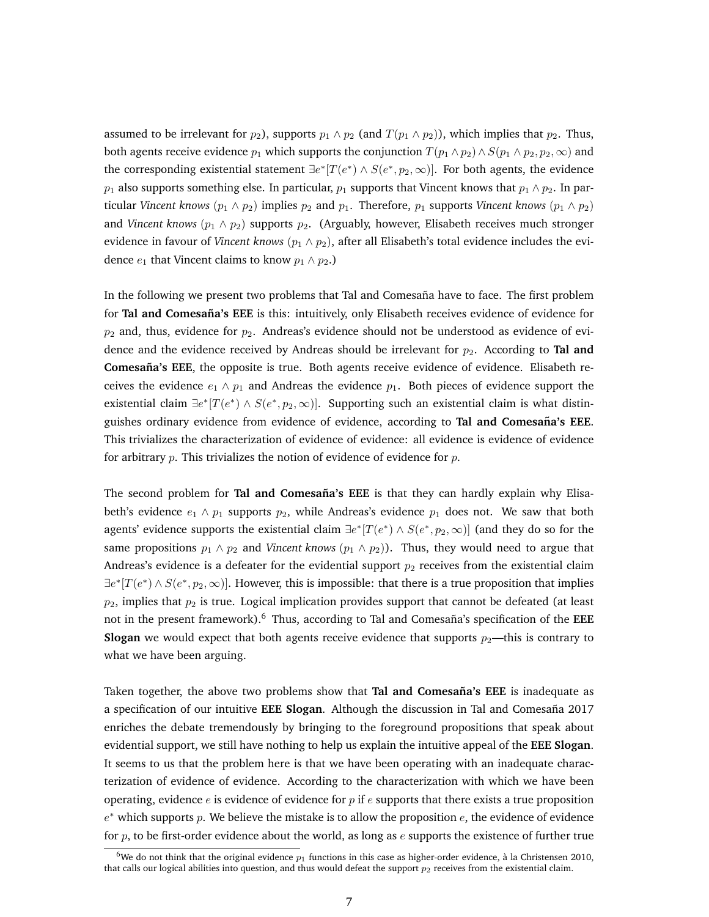assumed to be irrelevant for $p_2$), supports $p_1 \wedge p_2$ (and $T(p_1 \wedge p_2)$), which implies that $p_2$. Thus, both agents receive evidence $p_1$ which supports the conjunction $T(p_1 \wedge p_2) \wedge S(p_1 \wedge p_2, p_2, \infty)$ and the corresponding existential statement $\exists e^*[T(e^*) \wedge S(e^*, p_2, \infty)]$. For both agents, the evidence $p_1$ also supports something else. In particular, $p_1$ supports that Vincent knows that $p_1 \wedge p_2$. In particular *Vincent knows* $(p_1 \wedge p_2)$ implies $p_2$ and $p_1$. Therefore, $p_1$ supports *Vincent knows* $(p_1 \wedge p_2)$ and *Vincent knows* $(p_1 \wedge p_2)$ supports $p_2$. (Arguably, however, Elisabeth receives much stronger evidence in favour of *Vincent knows* $(p_1 \wedge p_2)$, after all Elisabeth's total evidence includes the evidence $e_1$ that Vincent claims to know $p_1 \wedge p_2$.)

In the following we present two problems that Tal and Comesaña have to face. The first problem for **Tal and Comesaña's EEE** is this: intuitively, only Elisabeth receives evidence of evidence for $p_2$ and, thus, evidence for $p_2$. Andreas's evidence should not be understood as evidence of evidence and the evidence received by Andreas should be irrelevant for $p_2$. According to **Tal and Comesaña's EEE**, the opposite is true. Both agents receive evidence of evidence. Elisabeth receives the evidence $e_1 \wedge p_1$ and Andreas the evidence $p_1$. Both pieces of evidence support the existential claim $\exists e^*[T(e^*) \wedge S(e^*, p_2, \infty)]$. Supporting such an existential claim is what distinguishes ordinary evidence from evidence of evidence, according to **Tal and Comesaña's EEE**. This trivializes the characterization of evidence of evidence: all evidence is evidence of evidence for arbitrary $p$. This trivializes the notion of evidence of evidence for $p$.

The second problem for **Tal and Comesaña's EEE** is that they can hardly explain why Elisabeth's evidence $e_1 \wedge p_1$ supports $p_2$, while Andreas's evidence $p_1$ does not. We saw that both agents' evidence supports the existential claim $\exists e^*[T(e^*) \wedge S(e^*, p_2, \infty)]$ (and they do so for the same propositions $p_1 \wedge p_2$ and *Vincent knows* $(p_1 \wedge p_2)$). Thus, they would need to argue that Andreas's evidence is a defeater for the evidential support $p_2$ receives from the existential claim $\exists e^*[T(e^*) \wedge S(e^*, p_2, \infty)]$. However, this is impossible: that there is a true proposition that implies $p_2$, implies that $p_2$ is true. Logical implication provides support that cannot be defeated (at least not in the present framework).[6] Thus, according to Tal and Comesaña's specification of the **EEE Slogan** we would expect that both agents receive evidence that supports $p_2$—this is contrary to what we have been arguing.

Taken together, the above two problems show that **Tal and Comesaña's EEE** is inadequate as a specification of our intuitive **EEE Slogan**. Although the discussion in Tal and Comesaña 2017 enriches the debate tremendously by bringing to the foreground propositions that speak about evidential support, we still have nothing to help us explain the intuitive appeal of the **EEE Slogan**. It seems to us that the problem here is that we have been operating with an inadequate characterization of evidence of evidence. According to the characterization with which we have been operating, evidence $e$ is evidence of evidence for $p$ if $e$ supports that there exists a true proposition $e^*$ which supports $p$. We believe the mistake is to allow the proposition $e$, the evidence of evidence for $p$, to be first-order evidence about the world, as long as $e$ supports the existence of further true

[6] We do not think that the original evidence $p_1$ functions in this case as higher-order evidence, à la Christensen 2010, that calls our logical abilities into question, and thus would defeat the support $p_2$ receives from the existential claim.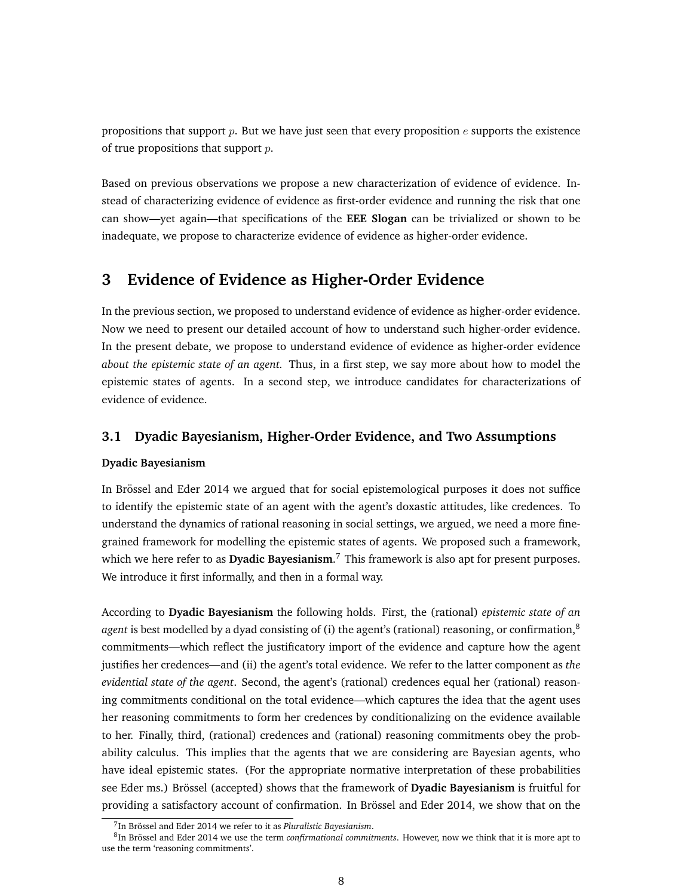propositions that support $p$. But we have just seen that every proposition $e$ supports the existence of true propositions that support $p$.

Based on previous observations we propose a new characterization of evidence of evidence. Instead of characterizing evidence of evidence as first-order evidence and running the risk that one can show—yet again—that specifications of the **EEE Slogan** can be trivialized or shown to be inadequate, we propose to characterize evidence of evidence as higher-order evidence.

# 3 Evidence of Evidence as Higher-Order Evidence

In the previous section, we proposed to understand evidence of evidence as higher-order evidence. Now we need to present our detailed account of how to understand such higher-order evidence. In the present debate, we propose to understand evidence of evidence as higher-order evidence *about the epistemic state of an agent.* Thus, in a first step, we say more about how to model the epistemic states of agents. In a second step, we introduce candidates for characterizations of evidence of evidence.

## 3.1 Dyadic Bayesianism, Higher-Order Evidence, and Two Assumptions

**Dyadic Bayesianism**

In Brössel and Eder 2014 we argued that for social epistemological purposes it does not suffice to identify the epistemic state of an agent with the agent's doxastic attitudes, like credences. To understand the dynamics of rational reasoning in social settings, we argued, we need a more fine-grained framework for modelling the epistemic states of agents. We proposed such a framework, which we here refer to as **Dyadic Bayesianism**.[7] This framework is also apt for present purposes. We introduce it first informally, and then in a formal way.

According to **Dyadic Bayesianism** the following holds. First, the (rational) *epistemic state of an agent* is best modelled by a dyad consisting of (i) the agent's (rational) reasoning, or confirmation,[8] commitments—which reflect the justificatory import of the evidence and capture how the agent justifies her credences—and (ii) the agent's total evidence. We refer to the latter component as *the evidential state of the agent*. Second, the agent's (rational) credences equal her (rational) reasoning commitments conditional on the total evidence—which captures the idea that the agent uses her reasoning commitments to form her credences by conditionalizing on the evidence available to her. Finally, third, (rational) credences and (rational) reasoning commitments obey the probability calculus. This implies that the agents that we are considering are Bayesian agents, who have ideal epistemic states. (For the appropriate normative interpretation of these probabilities see Eder ms.) Brössel (accepted) shows that the framework of **Dyadic Bayesianism** is fruitful for providing a satisfactory account of confirmation. In Brössel and Eder 2014, we show that on the

[7] In Brössel and Eder 2014 we refer to it as *Pluralistic Bayesianism*.

[8] In Brössel and Eder 2014 we use the term *confirmational commitments*. However, now we think that it is more apt to use the term 'reasoning commitments'.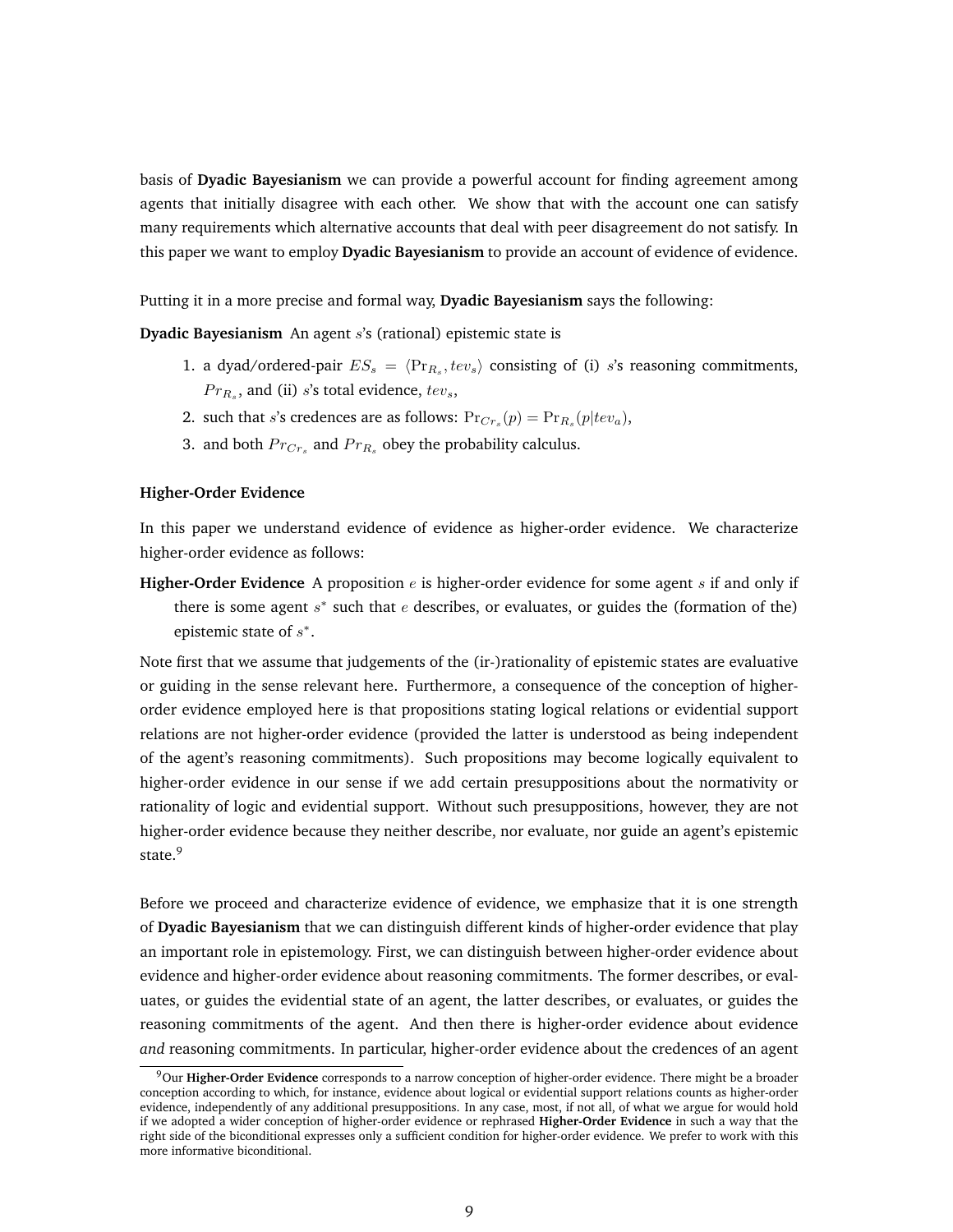basis of **Dyadic Bayesianism** we can provide a powerful account for finding agreement among agents that initially disagree with each other. We show that with the account one can satisfy many requirements which alternative accounts that deal with peer disagreement do not satisfy. In this paper we want to employ **Dyadic Bayesianism** to provide an account of evidence of evidence.

Putting it in a more precise and formal way, **Dyadic Bayesianism** says the following:

**Dyadic Bayesianism** An agent $s$'s (rational) epistemic state is

1. a dyad/ordered-pair $ES_s = \langle \Pr_{R_s}, tev_s \rangle$ consisting of (i) $s$'s reasoning commitments, $Pr_{R_s}$, and (ii) $s$'s total evidence, $tev_s$,
2. such that $s$'s credences are as follows: $\Pr_{Cr_s}(p) = \Pr_{R_s}(p|tev_a)$,
3. and both $Pr_{Cr_s}$ and $Pr_{R_s}$ obey the probability calculus.

**Higher-Order Evidence**

In this paper we understand evidence of evidence as higher-order evidence. We characterize higher-order evidence as follows:

**Higher-Order Evidence** A proposition $e$ is higher-order evidence for some agent $s$ if and only if there is some agent $s^*$ such that $e$ describes, or evaluates, or guides the (formation of the) epistemic state of $s^*$.

Note first that we assume that judgements of the (ir-)rationality of epistemic states are evaluative or guiding in the sense relevant here. Furthermore, a consequence of the conception of higher-order evidence employed here is that propositions stating logical relations or evidential support relations are not higher-order evidence (provided the latter is understood as being independent of the agent's reasoning commitments). Such propositions may become logically equivalent to higher-order evidence in our sense if we add certain presuppositions about the normativity or rationality of logic and evidential support. Without such presuppositions, however, they are not higher-order evidence because they neither describe, nor evaluate, nor guide an agent's epistemic state.[9]

Before we proceed and characterize evidence of evidence, we emphasize that it is one strength of **Dyadic Bayesianism** that we can distinguish different kinds of higher-order evidence that play an important role in epistemology. First, we can distinguish between higher-order evidence about evidence and higher-order evidence about reasoning commitments. The former describes, or evaluates, or guides the evidential state of an agent, the latter describes, or evaluates, or guides the reasoning commitments of the agent. And then there is higher-order evidence about evidence *and* reasoning commitments. In particular, higher-order evidence about the credences of an agent

[9] Our **Higher-Order Evidence** corresponds to a narrow conception of higher-order evidence. There might be a broader conception according to which, for instance, evidence about logical or evidential support relations counts as higher-order evidence, independently of any additional presuppositions. In any case, most, if not all, of what we argue for would hold if we adopted a wider conception of higher-order evidence or rephrased **Higher-Order Evidence** in such a way that the right side of the biconditional expresses only a sufficient condition for higher-order evidence. We prefer to work with this more informative biconditional.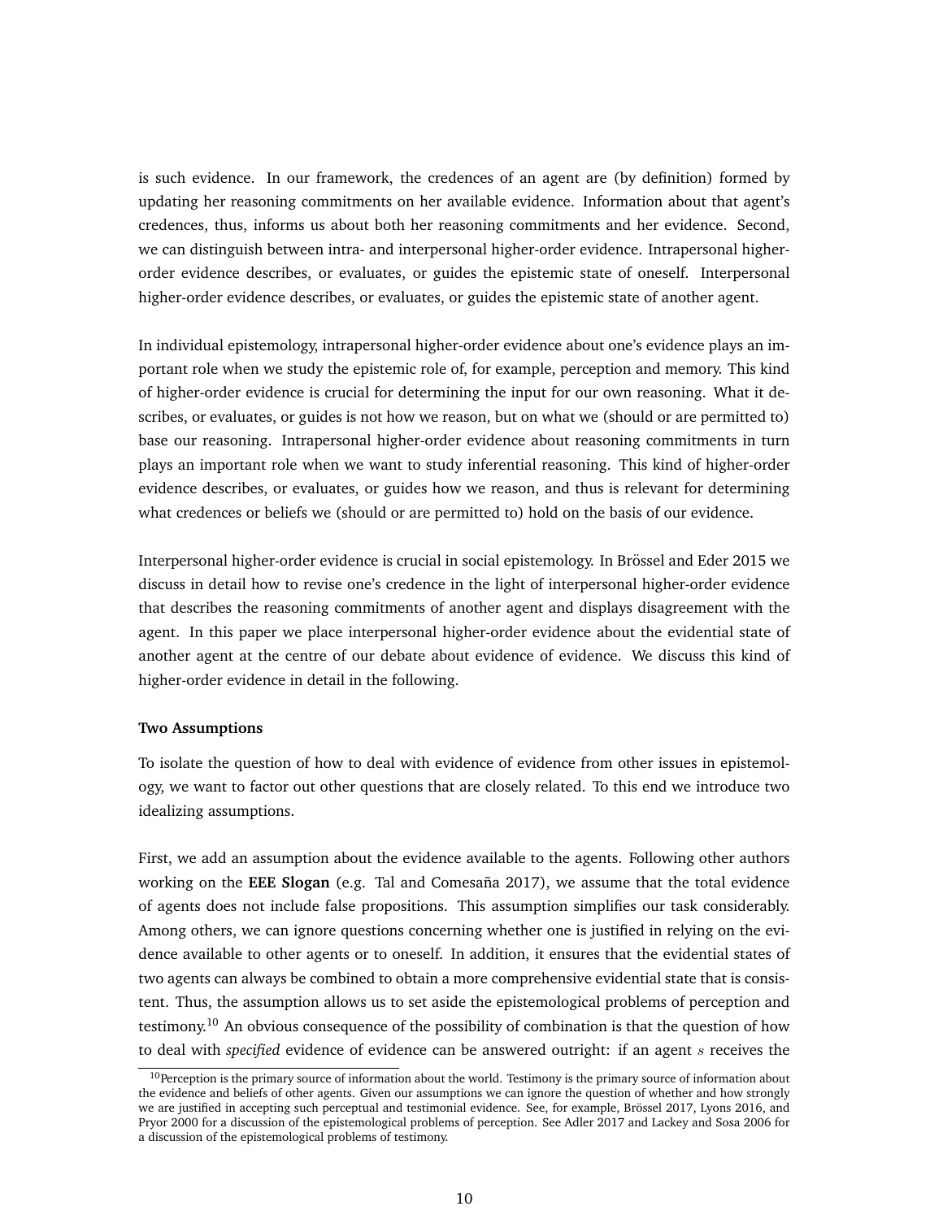is such evidence. In our framework, the credences of an agent are (by definition) formed by updating her reasoning commitments on her available evidence. Information about that agent's credences, thus, informs us about both her reasoning commitments and her evidence. Second, we can distinguish between intra- and interpersonal higher-order evidence. Intrapersonal higher-order evidence describes, or evaluates, or guides the epistemic state of oneself. Interpersonal higher-order evidence describes, or evaluates, or guides the epistemic state of another agent.

In individual epistemology, intrapersonal higher-order evidence about one's evidence plays an important role when we study the epistemic role of, for example, perception and memory. This kind of higher-order evidence is crucial for determining the input for our own reasoning. What it describes, or evaluates, or guides is not how we reason, but on what we (should or are permitted to) base our reasoning. Intrapersonal higher-order evidence about reasoning commitments in turn plays an important role when we want to study inferential reasoning. This kind of higher-order evidence describes, or evaluates, or guides how we reason, and thus is relevant for determining what credences or beliefs we (should or are permitted to) hold on the basis of our evidence.

Interpersonal higher-order evidence is crucial in social epistemology. In Brössel and Eder 2015 we discuss in detail how to revise one's credence in the light of interpersonal higher-order evidence that describes the reasoning commitments of another agent and displays disagreement with the agent. In this paper we place interpersonal higher-order evidence about the evidential state of another agent at the centre of our debate about evidence of evidence. We discuss this kind of higher-order evidence in detail in the following.

**Two Assumptions**

To isolate the question of how to deal with evidence of evidence from other issues in epistemology, we want to factor out other questions that are closely related. To this end we introduce two idealizing assumptions.

First, we add an assumption about the evidence available to the agents. Following other authors working on the **EEE Slogan** (e.g. Tal and Comesaña 2017), we assume that the total evidence of agents does not include false propositions. This assumption simplifies our task considerably. Among others, we can ignore questions concerning whether one is justified in relying on the evidence available to other agents or to oneself. In addition, it ensures that the evidential states of two agents can always be combined to obtain a more comprehensive evidential state that is consistent. Thus, the assumption allows us to set aside the epistemological problems of perception and testimony.[10] An obvious consequence of the possibility of combination is that the question of how to deal with *specified* evidence of evidence can be answered outright: if an agent $s$ receives the

[10]Perception is the primary source of information about the world. Testimony is the primary source of information about the evidence and beliefs of other agents. Given our assumptions we can ignore the question of whether and how strongly we are justified in accepting such perceptual and testimonial evidence. See, for example, Brössel 2017, Lyons 2016, and Pryor 2000 for a discussion of the epistemological problems of perception. See Adler 2017 and Lackey and Sosa 2006 for a discussion of the epistemological problems of testimony.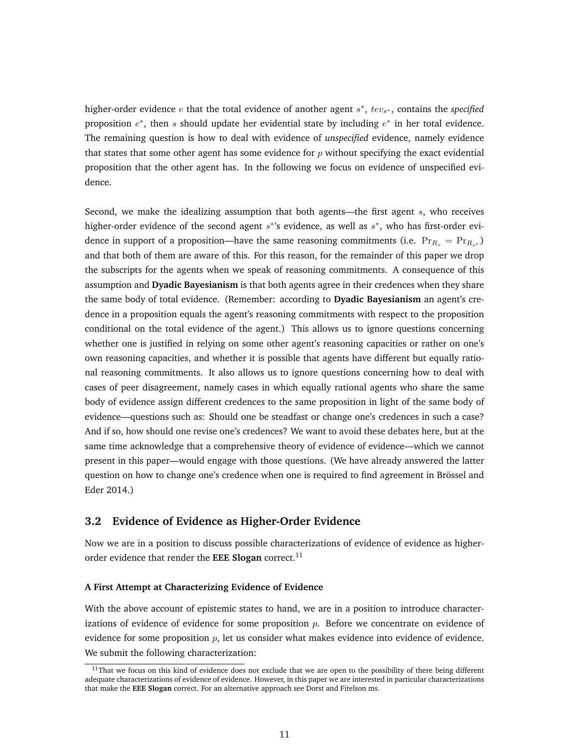higher-order evidence $e$ that the total evidence of another agent $s^*$, $tev_{s^*}$, contains the *specified* proposition $e^*$, then $s$ should update her evidential state by including $e^*$ in her total evidence. The remaining question is how to deal with evidence of *unspecified* evidence, namely evidence that states that some other agent has some evidence for $p$ without specifying the exact evidential proposition that the other agent has. In the following we focus on evidence of unspecified evidence.

Second, we make the idealizing assumption that both agents—the first agent $s$, who receives higher-order evidence of the second agent $s^*$'s evidence, as well as $s^*$, who has first-order evidence in support of a proposition—have the same reasoning commitments (i.e. $\Pr_{R_s} = \Pr_{R_{s^*}}$) and that both of them are aware of this. For this reason, for the remainder of this paper we drop the subscripts for the agents when we speak of reasoning commitments. A consequence of this assumption and **Dyadic Bayesianism** is that both agents agree in their credences when they share the same body of total evidence. (Remember: according to **Dyadic Bayesianism** an agent's credence in a proposition equals the agent's reasoning commitments with respect to the proposition conditional on the total evidence of the agent.) This allows us to ignore questions concerning whether one is justified in relying on some other agent's reasoning capacities or rather on one's own reasoning capacities, and whether it is possible that agents have different but equally rational reasoning commitments. It also allows us to ignore questions concerning how to deal with cases of peer disagreement, namely cases in which equally rational agents who share the same body of evidence assign different credences to the same proposition in light of the same body of evidence—questions such as: Should one be steadfast or change one's credences in such a case? And if so, how should one revise one's credences? We want to avoid these debates here, but at the same time acknowledge that a comprehensive theory of evidence of evidence—which we cannot present in this paper—would engage with those questions. (We have already answered the latter question on how to change one's credence when one is required to find agreement in Brössel and Eder 2014.)

## 3.2 Evidence of Evidence as Higher-Order Evidence

Now we are in a position to discuss possible characterizations of evidence of evidence as higher-order evidence that render the **EEE Slogan** correct.[11]

**A First Attempt at Characterizing Evidence of Evidence**

With the above account of epistemic states to hand, we are in a position to introduce characterizations of evidence of evidence for some proposition $p$. Before we concentrate on evidence of evidence for some proposition $p$, let us consider what makes evidence into evidence of evidence. We submit the following characterization:

[11] That we focus on this kind of evidence does not exclude that we are open to the possibility of there being different adequate characterizations of evidence of evidence. However, in this paper we are interested in particular characterizations that make the **EEE Slogan** correct. For an alternative approach see Dorst and Fitelson ms.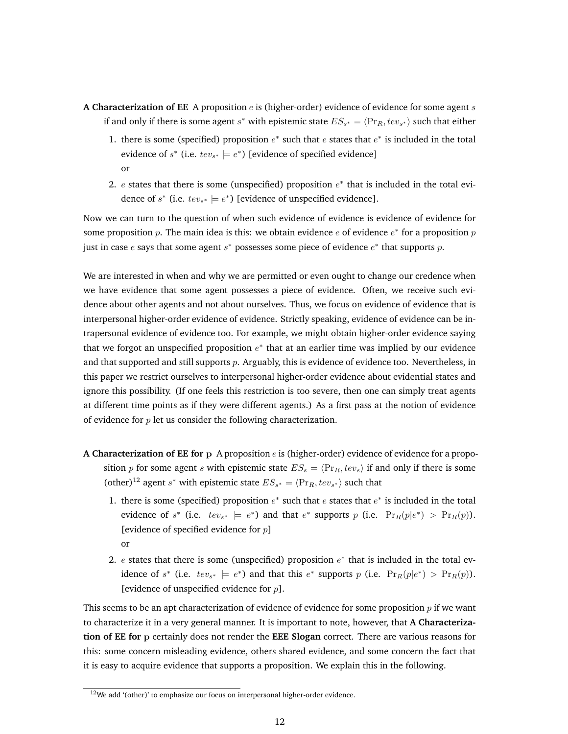**A Characterization of EE** A proposition $e$ is (higher-order) evidence of evidence for some agent $s$ if and only if there is some agent $s^*$ with epistemic state $ES_{s^*} = \langle \Pr_R, tev_{s^*} \rangle$ such that either

1. there is some (specified) proposition $e^*$ such that $e$ states that $e^*$ is included in the total evidence of $s^*$ (i.e. $tev_{s^*} \models e^*$) [evidence of specified evidence]
   or
2. $e$ states that there is some (unspecified) proposition $e^*$ that is included in the total evidence of $s^*$ (i.e. $tev_{s^*} \models e^*$) [evidence of unspecified evidence].

Now we can turn to the question of when such evidence of evidence is evidence of evidence for some proposition $p$. The main idea is this: we obtain evidence $e$ of evidence $e^*$ for a proposition $p$ just in case $e$ says that some agent $s^*$ possesses some piece of evidence $e^*$ that supports $p$.

We are interested in when and why we are permitted or even ought to change our credence when we have evidence that some agent possesses a piece of evidence. Often, we receive such evidence about other agents and not about ourselves. Thus, we focus on evidence of evidence that is interpersonal higher-order evidence of evidence. Strictly speaking, evidence of evidence can be intrapersonal evidence of evidence too. For example, we might obtain higher-order evidence saying that we forgot an unspecified proposition $e^*$ that at an earlier time was implied by our evidence and that supported and still supports $p$. Arguably, this is evidence of evidence too. Nevertheless, in this paper we restrict ourselves to interpersonal higher-order evidence about evidential states and ignore this possibility. (If one feels this restriction is too severe, then one can simply treat agents at different time points as if they were different agents.) As a first pass at the notion of evidence of evidence for $p$ let us consider the following characterization.

**A Characterization of EE for p** A proposition $e$ is (higher-order) evidence of evidence for a proposition $p$ for some agent $s$ with epistemic state $ES_s = \langle \Pr_R, tev_s \rangle$ if and only if there is some (other)[12] agent $s^*$ with epistemic state $ES_{s^*} = \langle \Pr_R, tev_{s^*} \rangle$ such that

1. there is some (specified) proposition $e^*$ such that $e$ states that $e^*$ is included in the total evidence of $s^*$ (i.e. $tev_{s^*} \models e^*$) and that $e^*$ supports $p$ (i.e. $\Pr_R(p|e^*) > \Pr_R(p)$). [evidence of specified evidence for $p$]
   or
2. $e$ states that there is some (unspecified) proposition $e^*$ that is included in the total evidence of $s^*$ (i.e. $tev_{s^*} \models e^*$) and that this $e^*$ supports $p$ (i.e. $\Pr_R(p|e^*) > \Pr_R(p)$). [evidence of unspecified evidence for $p$].

This seems to be an apt characterization of evidence of evidence for some proposition $p$ if we want to characterize it in a very general manner. It is important to note, however, that **A Characterization of EE for p** certainly does not render the **EEE Slogan** correct. There are various reasons for this: some concern misleading evidence, others shared evidence, and some concern the fact that it is easy to acquire evidence that supports a proposition. We explain this in the following.

[12] We add '(other)' to emphasize our focus on interpersonal higher-order evidence.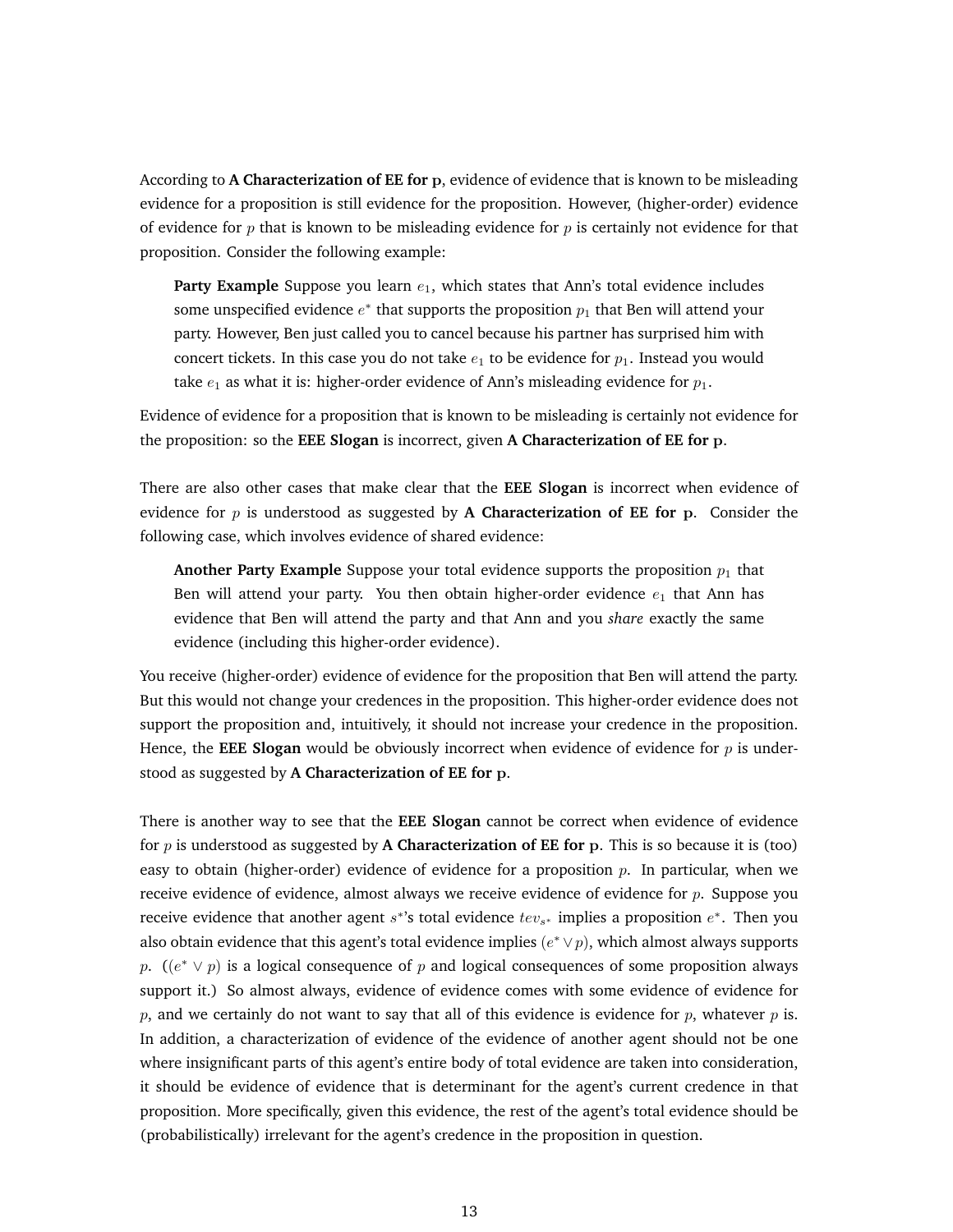According to **A Characterization of EE for p**, evidence of evidence that is known to be misleading evidence for a proposition is still evidence for the proposition. However, (higher-order) evidence of evidence for $p$ that is known to be misleading evidence for $p$ is certainly not evidence for that proposition. Consider the following example:

> **Party Example** Suppose you learn $e_1$, which states that Ann's total evidence includes some unspecified evidence $e^*$ that supports the proposition $p_1$ that Ben will attend your party. However, Ben just called you to cancel because his partner has surprised him with concert tickets. In this case you do not take $e_1$ to be evidence for $p_1$. Instead you would take $e_1$ as what it is: higher-order evidence of Ann's misleading evidence for $p_1$.

Evidence of evidence for a proposition that is known to be misleading is certainly not evidence for the proposition: so the **EEE Slogan** is incorrect, given **A Characterization of EE for p**.

There are also other cases that make clear that the **EEE Slogan** is incorrect when evidence of evidence for $p$ is understood as suggested by **A Characterization of EE for p**. Consider the following case, which involves evidence of shared evidence:

> **Another Party Example** Suppose your total evidence supports the proposition $p_1$ that Ben will attend your party. You then obtain higher-order evidence $e_1$ that Ann has evidence that Ben will attend the party and that Ann and you *share* exactly the same evidence (including this higher-order evidence).

You receive (higher-order) evidence of evidence for the proposition that Ben will attend the party. But this would not change your credences in the proposition. This higher-order evidence does not support the proposition and, intuitively, it should not increase your credence in the proposition. Hence, the **EEE Slogan** would be obviously incorrect when evidence of evidence for $p$ is understood as suggested by **A Characterization of EE for p**.

There is another way to see that the **EEE Slogan** cannot be correct when evidence of evidence for $p$ is understood as suggested by **A Characterization of EE for p**. This is so because it is (too) easy to obtain (higher-order) evidence of evidence for a proposition $p$. In particular, when we receive evidence of evidence, almost always we receive evidence of evidence for $p$. Suppose you receive evidence that another agent $s^*$'s total evidence $tev_{s^*}$ implies a proposition $e^*$. Then you also obtain evidence that this agent's total evidence implies $(e^* \vee p)$, which almost always supports $p$. ($(e^* \vee p)$ is a logical consequence of $p$ and logical consequences of some proposition always support it.) So almost always, evidence of evidence comes with some evidence of evidence for $p$, and we certainly do not want to say that all of this evidence is evidence for $p$, whatever $p$ is. In addition, a characterization of evidence of the evidence of another agent should not be one where insignificant parts of this agent's entire body of total evidence are taken into consideration, it should be evidence of evidence that is determinant for the agent's current credence in that proposition. More specifically, given this evidence, the rest of the agent's total evidence should be (probabilistically) irrelevant for the agent's credence in the proposition in question.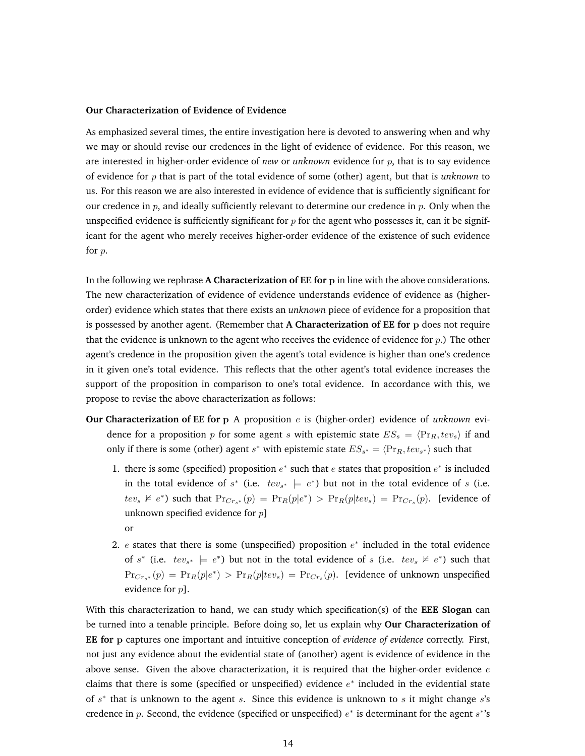**Our Characterization of Evidence of Evidence**

As emphasized several times, the entire investigation here is devoted to answering when and why we may or should revise our credences in the light of evidence of evidence. For this reason, we are interested in higher-order evidence of *new* or *unknown* evidence for $p$, that is to say evidence of evidence for $p$ that is part of the total evidence of some (other) agent, but that is *unknown* to us. For this reason we are also interested in evidence of evidence that is sufficiently significant for our credence in $p$, and ideally sufficiently relevant to determine our credence in $p$. Only when the unspecified evidence is sufficiently significant for $p$ for the agent who possesses it, can it be significant for the agent who merely receives higher-order evidence of the existence of such evidence for $p$.

In the following we rephrase **A Characterization of EE for p** in line with the above considerations. The new characterization of evidence of evidence understands evidence of evidence as (higher-order) evidence which states that there exists an *unknown* piece of evidence for a proposition that is possessed by another agent. (Remember that **A Characterization of EE for p** does not require that the evidence is unknown to the agent who receives the evidence of evidence for $p$.) The other agent's credence in the proposition given the agent's total evidence is higher than one's credence in it given one's total evidence. This reflects that the other agent's total evidence increases the support of the proposition in comparison to one's total evidence. In accordance with this, we propose to revise the above characterization as follows:

**Our Characterization of EE for p** A proposition $e$ is (higher-order) evidence of *unknown* evidence for a proposition $p$ for some agent $s$ with epistemic state $ES_s = \langle \Pr_R, tev_s \rangle$ if and only if there is some (other) agent $s^*$ with epistemic state $ES_{s^*} = \langle \Pr_R, tev_{s^*} \rangle$ such that

1. there is some (specified) proposition $e^*$ such that $e$ states that proposition $e^*$ is included in the total evidence of $s^*$ (i.e. $tev_{s^*} \models e^*$) but not in the total evidence of $s$ (i.e. $tev_s \not\models e^*$) such that $\Pr_{Cr_{s^*}}(p) = \Pr_R(p|e^*) > \Pr_R(p|tev_s) = \Pr_{Cr_s}(p)$. [evidence of unknown specified evidence for $p$]

   or

2. $e$ states that there is some (unspecified) proposition $e^*$ included in the total evidence of $s^*$ (i.e. $tev_{s^*} \models e^*$) but not in the total evidence of $s$ (i.e. $tev_s \not\models e^*$) such that $\Pr_{Cr_{s^*}}(p) = \Pr_R(p|e^*) > \Pr_R(p|tev_s) = \Pr_{Cr_s}(p)$. [evidence of unknown unspecified evidence for $p$].

With this characterization to hand, we can study which specification(s) of the **EEE Slogan** can be turned into a tenable principle. Before doing so, let us explain why **Our Characterization of EE for p** captures one important and intuitive conception of *evidence of evidence* correctly. First, not just any evidence about the evidential state of (another) agent is evidence of evidence in the above sense. Given the above characterization, it is required that the higher-order evidence $e$ claims that there is some (specified or unspecified) evidence $e^*$ included in the evidential state of $s^*$ that is unknown to the agent $s$. Since this evidence is unknown to $s$ it might change $s$'s credence in $p$. Second, the evidence (specified or unspecified) $e^*$ is determinant for the agent $s^*$'s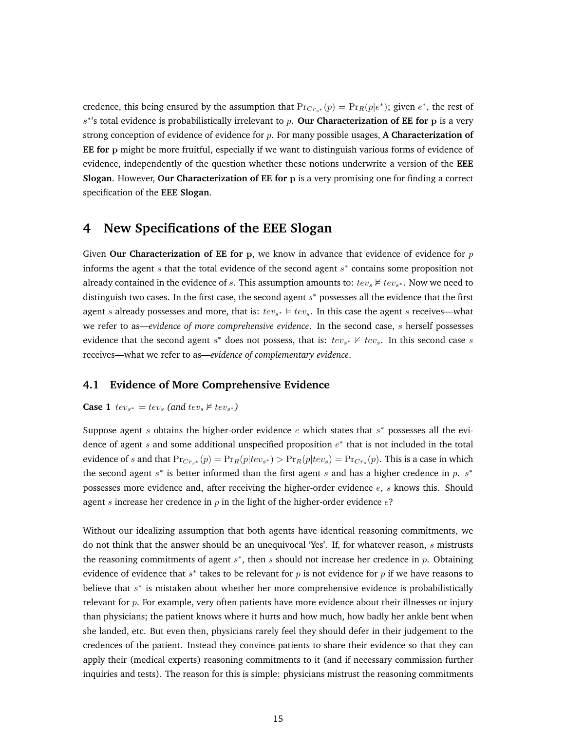credence, this being ensured by the assumption that $\Pr_{Cr_{s^*}}(p) = \Pr_R(p|e^*)$; given $e^*$, the rest of $s^*$'s total evidence is probabilistically irrelevant to $p$. **Our Characterization of EE for p** is a very strong conception of evidence of evidence for $p$. For many possible usages, **A Characterization of EE for p** might be more fruitful, especially if we want to distinguish various forms of evidence of evidence, independently of the question whether these notions underwrite a version of the **EEE Slogan**. However, **Our Characterization of EE for p** is a very promising one for finding a correct specification of the **EEE Slogan**.

## 4 New Specifications of the EEE Slogan

Given **Our Characterization of EE for p**, we know in advance that evidence of evidence for $p$ informs the agent $s$ that the total evidence of the second agent $s^*$ contains some proposition not already contained in the evidence of $s$. This assumption amounts to: $tev_s \nvDash tev_{s^*}$. Now we need to distinguish two cases. In the first case, the second agent $s^*$ possesses all the evidence that the first agent $s$ already possesses and more, that is: $tev_{s^*} \vDash tev_s$. In this case the agent $s$ receives—what we refer to as—*evidence of more comprehensive evidence*. In the second case, $s$ herself possesses evidence that the second agent $s^*$ does not possess, that is: $tev_{s^*} \nvDash tev_s$. In this second case $s$ receives—what we refer to as—*evidence of complementary evidence*.

### 4.1 Evidence of More Comprehensive Evidence

**Case 1** *$tev_{s^*} \models tev_s$ (and $tev_s \nvDash tev_{s^*}$)*

Suppose agent $s$ obtains the higher-order evidence $e$ which states that $s^*$ possesses all the evidence of agent $s$ and some additional unspecified proposition $e^*$ that is not included in the total evidence of $s$ and that $\Pr_{Cr_{s^*}}(p) = \Pr_R(p|tev_{s^*}) > \Pr_R(p|tev_s) = \Pr_{Cr_s}(p)$. This is a case in which the second agent $s^*$ is better informed than the first agent $s$ and has a higher credence in $p$. $s^*$ possesses more evidence and, after receiving the higher-order evidence $e$, $s$ knows this. Should agent $s$ increase her credence in $p$ in the light of the higher-order evidence $e$?

Without our idealizing assumption that both agents have identical reasoning commitments, we do not think that the answer should be an unequivocal 'Yes'. If, for whatever reason, $s$ mistrusts the reasoning commitments of agent $s^*$, then $s$ should not increase her credence in $p$. Obtaining evidence of evidence that $s^*$ takes to be relevant for $p$ is not evidence for $p$ if we have reasons to believe that $s^*$ is mistaken about whether her more comprehensive evidence is probabilistically relevant for $p$. For example, very often patients have more evidence about their illnesses or injury than physicians; the patient knows where it hurts and how much, how badly her ankle bent when she landed, etc. But even then, physicians rarely feel they should defer in their judgement to the credences of the patient. Instead they convince patients to share their evidence so that they can apply their (medical experts) reasoning commitments to it (and if necessary commission further inquiries and tests). The reason for this is simple: physicians mistrust the reasoning commitments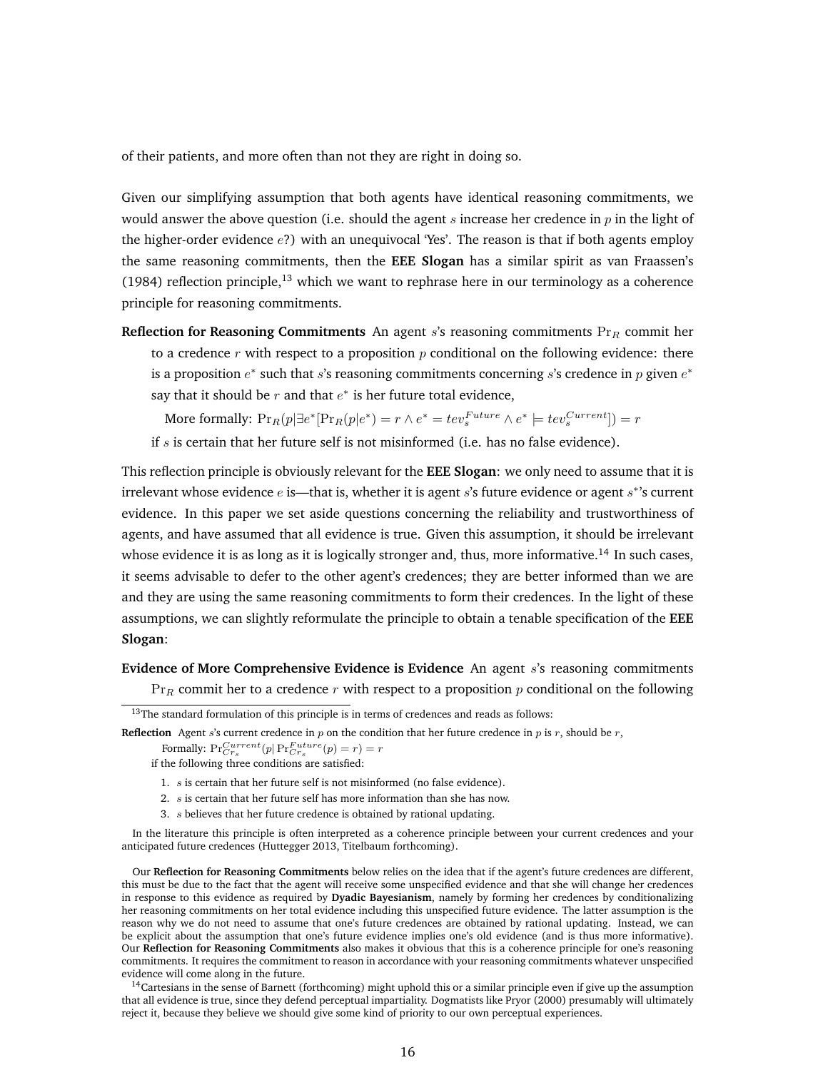of their patients, and more often than not they are right in doing so.

Given our simplifying assumption that both agents have identical reasoning commitments, we would answer the above question (i.e. should the agent $s$ increase her credence in $p$ in the light of the higher-order evidence $e$?) with an unequivocal 'Yes'. The reason is that if both agents employ the same reasoning commitments, then the **EEE Slogan** has a similar spirit as van Fraassen's (1984) reflection principle,[13] which we want to rephrase here in our terminology as a coherence principle for reasoning commitments.

**Reflection for Reasoning Commitments** An agent $s$'s reasoning commitments $\Pr_R$ commit her to a credence $r$ with respect to a proposition $p$ conditional on the following evidence: there is a proposition $e^*$ such that $s$'s reasoning commitments concerning $s$'s credence in $p$ given $e^*$ say that it should be $r$ and that $e^*$ is her future total evidence,

More formally: $\Pr_R(p|\exists e^*[\Pr_R(p|e^*) = r \wedge e^* = tev_s^{Future} \wedge e^* \models tev_s^{Current}]) = r$

if $s$ is certain that her future self is not misinformed (i.e. has no false evidence).

This reflection principle is obviously relevant for the **EEE Slogan**: we only need to assume that it is irrelevant whose evidence $e$ is—that is, whether it is agent $s$'s future evidence or agent $s^*$'s current evidence. In this paper we set aside questions concerning the reliability and trustworthiness of agents, and have assumed that all evidence is true. Given this assumption, it should be irrelevant whose evidence it is as long as it is logically stronger and, thus, more informative.[14] In such cases, it seems advisable to defer to the other agent's credences; they are better informed than we are and they are using the same reasoning commitments to form their credences. In the light of these assumptions, we can slightly reformulate the principle to obtain a tenable specification of the **EEE Slogan**:

**Evidence of More Comprehensive Evidence is Evidence** An agent $s$'s reasoning commitments $\Pr_R$ commit her to a credence $r$ with respect to a proposition $p$ conditional on the following

---

[13] The standard formulation of this principle is in terms of credences and reads as follows:

**Reflection** Agent $s$'s current credence in $p$ on the condition that her future credence in $p$ is $r$, should be $r$,

Formally: $\Pr_{Cr_s}^{Current}(p|\Pr_{Cr_s}^{Future}(p) = r) = r$

if the following three conditions are satisfied:

1. $s$ is certain that her future self is not misinformed (no false evidence).
2. $s$ is certain that her future self has more information than she has now.
3. $s$ believes that her future credence is obtained by rational updating.

In the literature this principle is often interpreted as a coherence principle between your current credences and your anticipated future credences (Huttegger 2013, Titelbaum forthcoming).

Our **Reflection for Reasoning Commitments** below relies on the idea that if the agent's future credences are different, this must be due to the fact that the agent will receive some unspecified evidence and that she will change her credences in response to this evidence as required by **Dyadic Bayesianism**, namely by forming her credences by conditionalizing her reasoning commitments on her total evidence including this unspecified future evidence. The latter assumption is the reason why we do not need to assume that one's future credences are obtained by rational updating. Instead, we can be explicit about the assumption that one's future evidence implies one's old evidence (and is thus more informative). Our **Reflection for Reasoning Commitments** also makes it obvious that this is a coherence principle for one's reasoning commitments. It requires the commitment to reason in accordance with your reasoning commitments whatever unspecified evidence will come along in the future.

[14] Cartesians in the sense of Barnett (forthcoming) might uphold this or a similar principle even if give up the assumption that all evidence is true, since they defend perceptual impartiality. Dogmatists like Pryor (2000) presumably will ultimately reject it, because they believe we should give some kind of priority to our own perceptual experiences.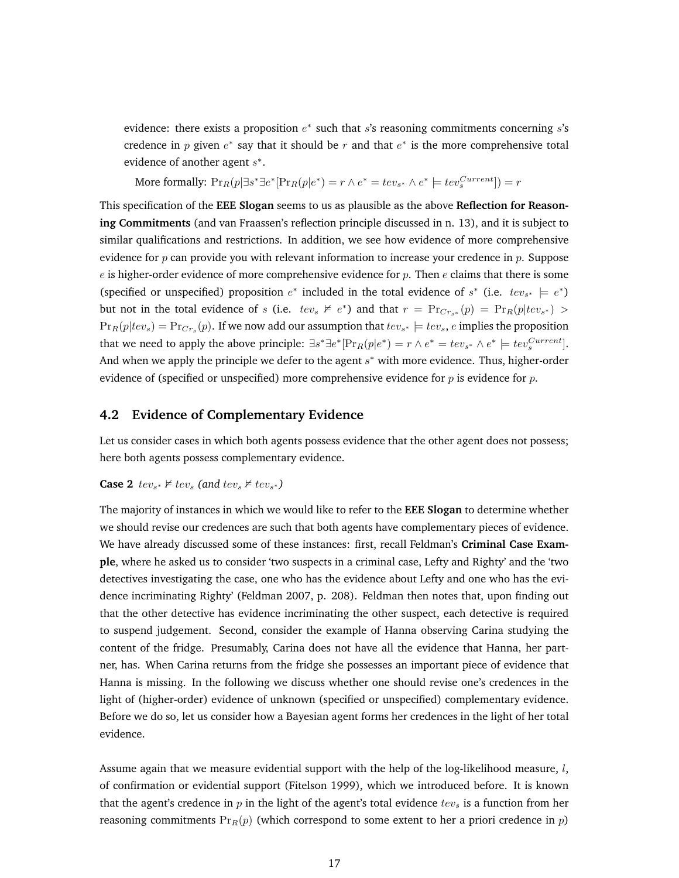evidence: there exists a proposition $e^*$ such that $s$'s reasoning commitments concerning $s$'s credence in $p$ given $e^*$ say that it should be $r$ and that $e^*$ is the more comprehensive total evidence of another agent $s^*$.

More formally: $\Pr_R(p|\exists s^* \exists e^* [\Pr_R(p|e^*) = r \wedge e^* = tev_{s^*} \wedge e^* \models tev_s^{Current}]) = r$

This specification of the **EEE Slogan** seems to us as plausible as the above **Reflection for Reasoning Commitments** (and van Fraassen's reflection principle discussed in n. 13), and it is subject to similar qualifications and restrictions. In addition, we see how evidence of more comprehensive evidence for $p$ can provide you with relevant information to increase your credence in $p$. Suppose $e$ is higher-order evidence of more comprehensive evidence for $p$. Then $e$ claims that there is some (specified or unspecified) proposition $e^*$ included in the total evidence of $s^*$ (i.e. $tev_{s^*} \models e^*$) but not in the total evidence of $s$ (i.e. $tev_s \not\models e^*$) and that $r = \Pr_{Cr_{s^*}}(p) = \Pr_R(p|tev_{s^*}) > \Pr_R(p|tev_s) = \Pr_{Cr_s}(p)$. If we now add our assumption that $tev_{s^*} \models tev_s$, $e$ implies the proposition that we need to apply the above principle: $\exists s^* \exists e^* [\Pr_R(p|e^*) = r \wedge e^* = tev_{s^*} \wedge e^* \models tev_s^{Current}]$. And when we apply the principle we defer to the agent $s^*$ with more evidence. Thus, higher-order evidence of (specified or unspecified) more comprehensive evidence for $p$ is evidence for $p$.

## 4.2 Evidence of Complementary Evidence

Let us consider cases in which both agents possess evidence that the other agent does not possess; here both agents possess complementary evidence.

**Case 2** $tev_{s^*} \not\models tev_s$ *(and* $tev_s \not\models tev_{s^*}$*)*

The majority of instances in which we would like to refer to the **EEE Slogan** to determine whether we should revise our credences are such that both agents have complementary pieces of evidence. We have already discussed some of these instances: first, recall Feldman's **Criminal Case Example**, where he asked us to consider 'two suspects in a criminal case, Lefty and Righty' and the 'two detectives investigating the case, one who has the evidence about Lefty and one who has the evidence incriminating Righty' (Feldman 2007, p. 208). Feldman then notes that, upon finding out that the other detective has evidence incriminating the other suspect, each detective is required to suspend judgement. Second, consider the example of Hanna observing Carina studying the content of the fridge. Presumably, Carina does not have all the evidence that Hanna, her partner, has. When Carina returns from the fridge she possesses an important piece of evidence that Hanna is missing. In the following we discuss whether one should revise one's credences in the light of (higher-order) evidence of unknown (specified or unspecified) complementary evidence. Before we do so, let us consider how a Bayesian agent forms her credences in the light of her total evidence.

Assume again that we measure evidential support with the help of the log-likelihood measure, $l$, of confirmation or evidential support (Fitelson 1999), which we introduced before. It is known that the agent's credence in $p$ in the light of the agent's total evidence $tev_s$ is a function from her reasoning commitments $\Pr_R(p)$ (which correspond to some extent to her a priori credence in $p$)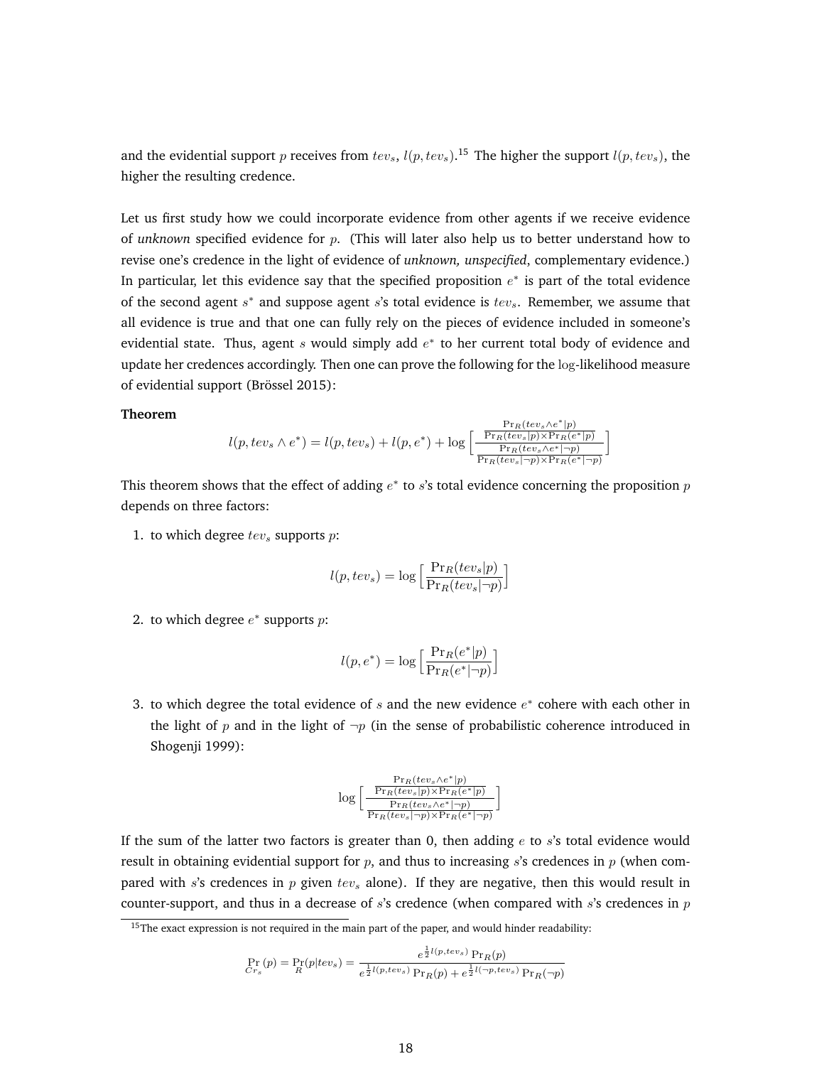and the evidential support $p$ receives from $tev_s$, $l(p, tev_s)$.[15] The higher the support $l(p, tev_s)$, the higher the resulting credence.

Let us first study how we could incorporate evidence from other agents if we receive evidence of *unknown* specified evidence for $p$. (This will later also help us to better understand how to revise one's credence in the light of evidence of *unknown, unspecified*, complementary evidence.) In particular, let this evidence say that the specified proposition $e^*$ is part of the total evidence of the second agent $s^*$ and suppose agent $s$'s total evidence is $tev_s$. Remember, we assume that all evidence is true and that one can fully rely on the pieces of evidence included in someone's evidential state. Thus, agent $s$ would simply add $e^*$ to her current total body of evidence and update her credences accordingly. Then one can prove the following for the log-likelihood measure of evidential support (Brössel 2015):

**Theorem**

$$l(p, tev_s \wedge e^*) = l(p, tev_s) + l(p, e^*) + \log\Big[\frac{\frac{\Pr_R(tev_s \wedge e^*|p)}{\Pr_R(tev_s|p)\times\Pr_R(e^*|p)}}{\frac{\Pr_R(tev_s \wedge e^*|\neg p)}{\Pr_R(tev_s|\neg p)\times\Pr_R(e^*|\neg p)}}\Big]$$

This theorem shows that the effect of adding $e^*$ to $s$'s total evidence concerning the proposition $p$ depends on three factors:

1. to which degree $tev_s$ supports $p$:

$$l(p, tev_s) = \log\Big[\frac{\Pr_R(tev_s|p)}{\Pr_R(tev_s|\neg p)}\Big]$$

2. to which degree $e^*$ supports $p$:

$$l(p, e^*) = \log\Big[\frac{\Pr_R(e^*|p)}{\Pr_R(e^*|\neg p)}\Big]$$

3. to which degree the total evidence of $s$ and the new evidence $e^*$ cohere with each other in the light of $p$ and in the light of $\neg p$ (in the sense of probabilistic coherence introduced in Shogenji 1999):

$$\log\Big[\frac{\frac{\Pr_R(tev_s \wedge e^*|p)}{\Pr_R(tev_s|p)\times\Pr_R(e^*|p)}}{\frac{\Pr_R(tev_s \wedge e^*|\neg p)}{\Pr_R(tev_s|\neg p)\times\Pr_R(e^*|\neg p)}}\Big]$$

If the sum of the latter two factors is greater than 0, then adding $e$ to $s$'s total evidence would result in obtaining evidential support for $p$, and thus to increasing $s$'s credences in $p$ (when compared with $s$'s credences in $p$ given $tev_s$ alone). If they are negative, then this would result in counter-support, and thus in a decrease of $s$'s credence (when compared with $s$'s credences in $p$

[15] The exact expression is not required in the main part of the paper, and would hinder readability:

$$\Pr_{Cr_s}(p) = \Pr_R(p|tev_s) = \frac{e^{\frac{1}{2}l(p,tev_s)}\Pr_R(p)}{e^{\frac{1}{2}l(p,tev_s)}\Pr_R(p) + e^{\frac{1}{2}l(\neg p,tev_s)}\Pr_R(\neg p)}$$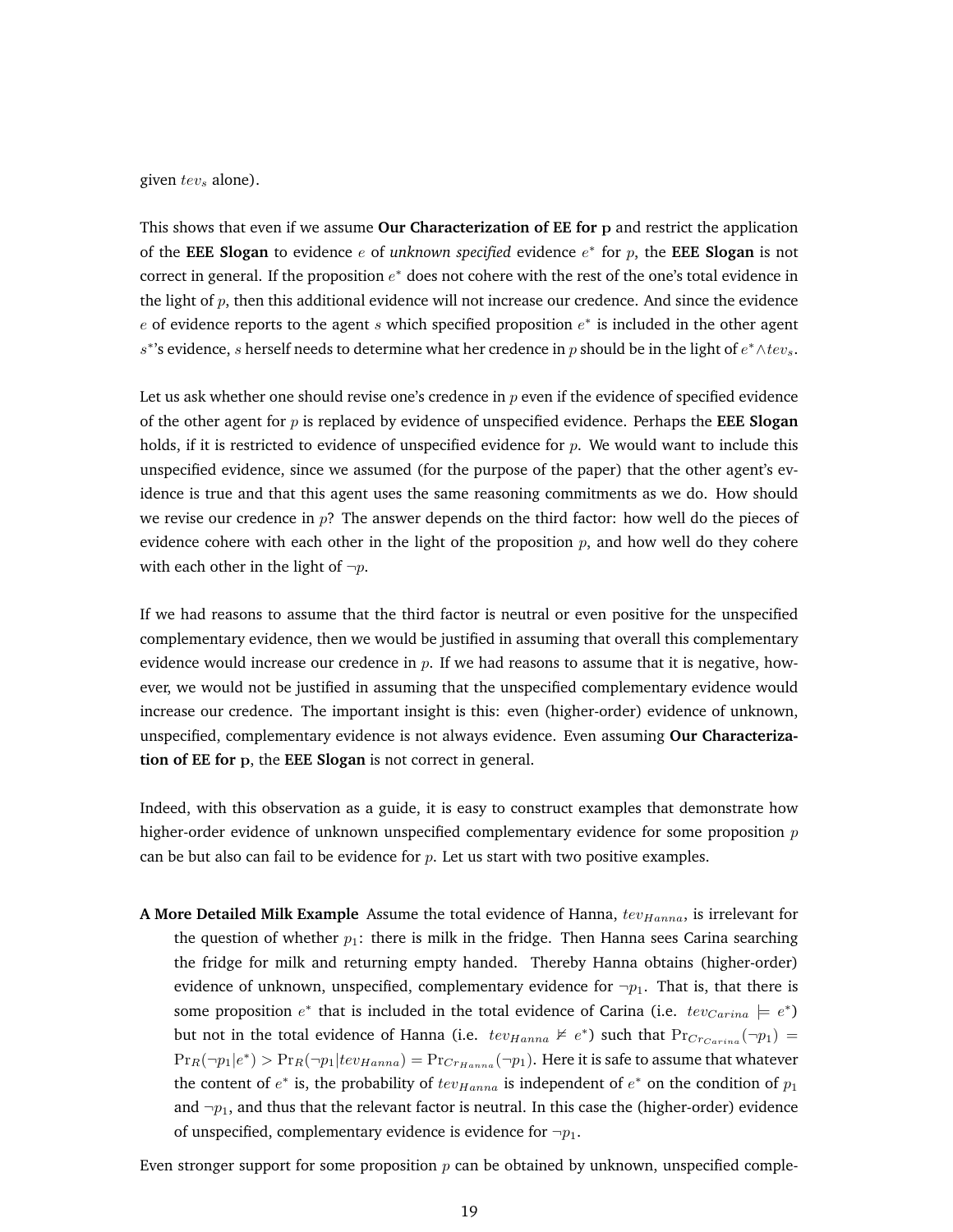given $tev_s$ alone).

This shows that even if we assume **Our Characterization of EE for p** and restrict the application of the **EEE Slogan** to evidence $e$ of *unknown specified* evidence $e^*$ for $p$, the **EEE Slogan** is not correct in general. If the proposition $e^*$ does not cohere with the rest of the one's total evidence in the light of $p$, then this additional evidence will not increase our credence. And since the evidence $e$ of evidence reports to the agent $s$ which specified proposition $e^*$ is included in the other agent $s^*$'s evidence, $s$ herself needs to determine what her credence in $p$ should be in the light of $e^* \wedge tev_s$.

Let us ask whether one should revise one's credence in $p$ even if the evidence of specified evidence of the other agent for $p$ is replaced by evidence of unspecified evidence. Perhaps the **EEE Slogan** holds, if it is restricted to evidence of unspecified evidence for $p$. We would want to include this unspecified evidence, since we assumed (for the purpose of the paper) that the other agent's evidence is true and that this agent uses the same reasoning commitments as we do. How should we revise our credence in $p$? The answer depends on the third factor: how well do the pieces of evidence cohere with each other in the light of the proposition $p$, and how well do they cohere with each other in the light of $\neg p$.

If we had reasons to assume that the third factor is neutral or even positive for the unspecified complementary evidence, then we would be justified in assuming that overall this complementary evidence would increase our credence in $p$. If we had reasons to assume that it is negative, however, we would not be justified in assuming that the unspecified complementary evidence would increase our credence. The important insight is this: even (higher-order) evidence of unknown, unspecified, complementary evidence is not always evidence. Even assuming **Our Characterization of EE for p**, the **EEE Slogan** is not correct in general.

Indeed, with this observation as a guide, it is easy to construct examples that demonstrate how higher-order evidence of unknown unspecified complementary evidence for some proposition $p$ can be but also can fail to be evidence for $p$. Let us start with two positive examples.

**A More Detailed Milk Example** Assume the total evidence of Hanna, $tev_{Hanna}$, is irrelevant for the question of whether $p_1$: there is milk in the fridge. Then Hanna sees Carina searching the fridge for milk and returning empty handed. Thereby Hanna obtains (higher-order) evidence of unknown, unspecified, complementary evidence for $\neg p_1$. That is, that there is some proposition $e^*$ that is included in the total evidence of Carina (i.e. $tev_{Carina} \models e^*$) but not in the total evidence of Hanna (i.e. $tev_{Hanna} \nvDash e^*$) such that $\Pr_{Cr_{Carina}}(\neg p_1) = \Pr_R(\neg p_1 | e^*) > \Pr_R(\neg p_1 | tev_{Hanna}) = \Pr_{Cr_{Hanna}}(\neg p_1)$. Here it is safe to assume that whatever the content of $e^*$ is, the probability of $tev_{Hanna}$ is independent of $e^*$ on the condition of $p_1$ and $\neg p_1$, and thus that the relevant factor is neutral. In this case the (higher-order) evidence of unspecified, complementary evidence is evidence for $\neg p_1$.

Even stronger support for some proposition $p$ can be obtained by unknown, unspecified comple-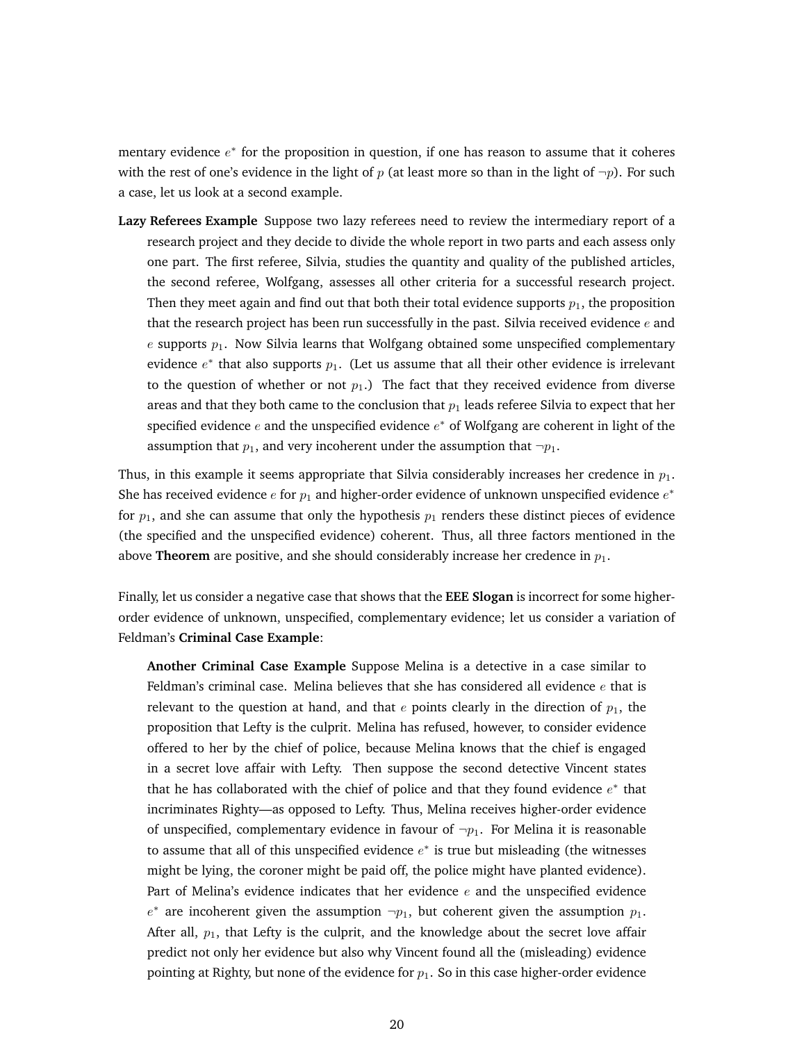mentary evidence $e^*$ for the proposition in question, if one has reason to assume that it coheres with the rest of one's evidence in the light of $p$ (at least more so than in the light of $\neg p$). For such a case, let us look at a second example.

**Lazy Referees Example** Suppose two lazy referees need to review the intermediary report of a research project and they decide to divide the whole report in two parts and each assess only one part. The first referee, Silvia, studies the quantity and quality of the published articles, the second referee, Wolfgang, assesses all other criteria for a successful research project. Then they meet again and find out that both their total evidence supports $p_1$, the proposition that the research project has been run successfully in the past. Silvia received evidence $e$ and $e$ supports $p_1$. Now Silvia learns that Wolfgang obtained some unspecified complementary evidence $e^*$ that also supports $p_1$. (Let us assume that all their other evidence is irrelevant to the question of whether or not $p_1$.) The fact that they received evidence from diverse areas and that they both came to the conclusion that $p_1$ leads referee Silvia to expect that her specified evidence $e$ and the unspecified evidence $e^*$ of Wolfgang are coherent in light of the assumption that $p_1$, and very incoherent under the assumption that $\neg p_1$.

Thus, in this example it seems appropriate that Silvia considerably increases her credence in $p_1$. She has received evidence $e$ for $p_1$ and higher-order evidence of unknown unspecified evidence $e^*$ for $p_1$, and she can assume that only the hypothesis $p_1$ renders these distinct pieces of evidence (the specified and the unspecified evidence) coherent. Thus, all three factors mentioned in the above **Theorem** are positive, and she should considerably increase her credence in $p_1$.

Finally, let us consider a negative case that shows that the **EEE Slogan** is incorrect for some higher-order evidence of unknown, unspecified, complementary evidence; let us consider a variation of Feldman's **Criminal Case Example**:

> **Another Criminal Case Example** Suppose Melina is a detective in a case similar to Feldman's criminal case. Melina believes that she has considered all evidence $e$ that is relevant to the question at hand, and that $e$ points clearly in the direction of $p_1$, the proposition that Lefty is the culprit. Melina has refused, however, to consider evidence offered to her by the chief of police, because Melina knows that the chief is engaged in a secret love affair with Lefty. Then suppose the second detective Vincent states that he has collaborated with the chief of police and that they found evidence $e^*$ that incriminates Righty—as opposed to Lefty. Thus, Melina receives higher-order evidence of unspecified, complementary evidence in favour of $\neg p_1$. For Melina it is reasonable to assume that all of this unspecified evidence $e^*$ is true but misleading (the witnesses might be lying, the coroner might be paid off, the police might have planted evidence). Part of Melina's evidence indicates that her evidence $e$ and the unspecified evidence $e^*$ are incoherent given the assumption $\neg p_1$, but coherent given the assumption $p_1$. After all, $p_1$, that Lefty is the culprit, and the knowledge about the secret love affair predict not only her evidence but also why Vincent found all the (misleading) evidence pointing at Righty, but none of the evidence for $p_1$. So in this case higher-order evidence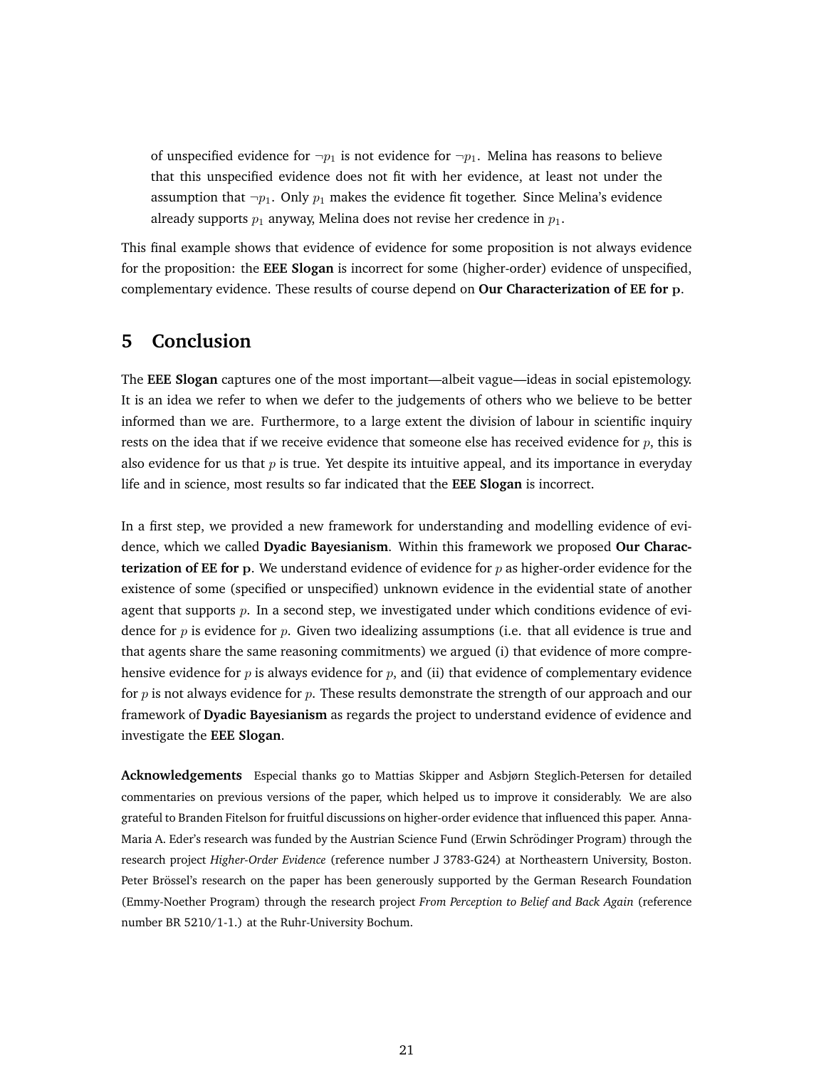of unspecified evidence for $\neg p_1$ is not evidence for $\neg p_1$. Melina has reasons to believe that this unspecified evidence does not fit with her evidence, at least not under the assumption that $\neg p_1$. Only $p_1$ makes the evidence fit together. Since Melina's evidence already supports $p_1$ anyway, Melina does not revise her credence in $p_1$.

This final example shows that evidence of evidence for some proposition is not always evidence for the proposition: the **EEE Slogan** is incorrect for some (higher-order) evidence of unspecified, complementary evidence. These results of course depend on **Our Characterization of EE for p**.

## 5 Conclusion

The **EEE Slogan** captures one of the most important—albeit vague—ideas in social epistemology. It is an idea we refer to when we defer to the judgements of others who we believe to be better informed than we are. Furthermore, to a large extent the division of labour in scientific inquiry rests on the idea that if we receive evidence that someone else has received evidence for $p$, this is also evidence for us that $p$ is true. Yet despite its intuitive appeal, and its importance in everyday life and in science, most results so far indicated that the **EEE Slogan** is incorrect.

In a first step, we provided a new framework for understanding and modelling evidence of evidence, which we called **Dyadic Bayesianism**. Within this framework we proposed **Our Characterization of EE for p**. We understand evidence of evidence for $p$ as higher-order evidence for the existence of some (specified or unspecified) unknown evidence in the evidential state of another agent that supports $p$. In a second step, we investigated under which conditions evidence of evidence for $p$ is evidence for $p$. Given two idealizing assumptions (i.e. that all evidence is true and that agents share the same reasoning commitments) we argued (i) that evidence of more comprehensive evidence for $p$ is always evidence for $p$, and (ii) that evidence of complementary evidence for $p$ is not always evidence for $p$. These results demonstrate the strength of our approach and our framework of **Dyadic Bayesianism** as regards the project to understand evidence of evidence and investigate the **EEE Slogan**.

**Acknowledgements** Especial thanks go to Mattias Skipper and Asbjørn Steglich-Petersen for detailed commentaries on previous versions of the paper, which helped us to improve it considerably. We are also grateful to Branden Fitelson for fruitful discussions on higher-order evidence that influenced this paper. Anna-Maria A. Eder's research was funded by the Austrian Science Fund (Erwin Schrödinger Program) through the research project *Higher-Order Evidence* (reference number J 3783-G24) at Northeastern University, Boston. Peter Brössel's research on the paper has been generously supported by the German Research Foundation (Emmy-Noether Program) through the research project *From Perception to Belief and Back Again* (reference number BR 5210/1-1.) at the Ruhr-University Bochum.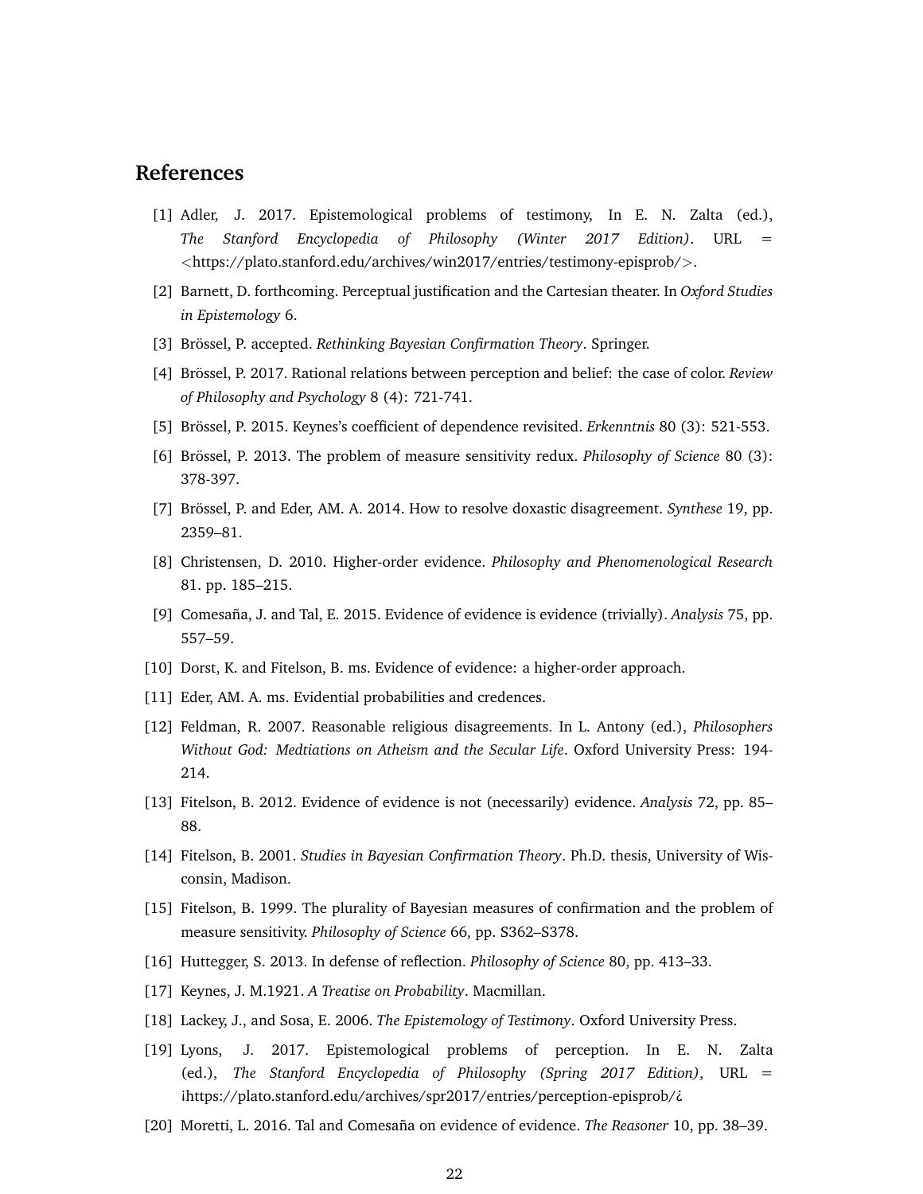## References

[1] Adler, J. 2017. Epistemological problems of testimony, In E. N. Zalta (ed.), *The Stanford Encyclopedia of Philosophy (Winter 2017 Edition)*. URL = <https://plato.stanford.edu/archives/win2017/entries/testimony-episprob/>.

[2] Barnett, D. forthcoming. Perceptual justification and the Cartesian theater. In *Oxford Studies in Epistemology* 6.

[3] Brössel, P. accepted. *Rethinking Bayesian Confirmation Theory*. Springer.

[4] Brössel, P. 2017. Rational relations between perception and belief: the case of color. *Review of Philosophy and Psychology* 8 (4): 721-741.

[5] Brössel, P. 2015. Keynes's coefficient of dependence revisited. *Erkenntnis* 80 (3): 521-553.

[6] Brössel, P. 2013. The problem of measure sensitivity redux. *Philosophy of Science* 80 (3): 378-397.

[7] Brössel, P. and Eder, AM. A. 2014. How to resolve doxastic disagreement. *Synthese* 19, pp. 2359–81.

[8] Christensen, D. 2010. Higher-order evidence. *Philosophy and Phenomenological Research* 81. pp. 185–215.

[9] Comesaña, J. and Tal, E. 2015. Evidence of evidence is evidence (trivially). *Analysis* 75, pp. 557–59.

[10] Dorst, K. and Fitelson, B. ms. Evidence of evidence: a higher-order approach.

[11] Eder, AM. A. ms. Evidential probabilities and credences.

[12] Feldman, R. 2007. Reasonable religious disagreements. In L. Antony (ed.), *Philosophers Without God: Medtiations on Atheism and the Secular Life*. Oxford University Press: 194-214.

[13] Fitelson, B. 2012. Evidence of evidence is not (necessarily) evidence. *Analysis* 72, pp. 85–88.

[14] Fitelson, B. 2001. *Studies in Bayesian Confirmation Theory*. Ph.D. thesis, University of Wisconsin, Madison.

[15] Fitelson, B. 1999. The plurality of Bayesian measures of confirmation and the problem of measure sensitivity. *Philosophy of Science* 66, pp. S362–S378.

[16] Huttegger, S. 2013. In defense of reflection. *Philosophy of Science* 80, pp. 413–33.

[17] Keynes, J. M.1921. *A Treatise on Probability*. Macmillan.

[18] Lackey, J., and Sosa, E. 2006. *The Epistemology of Testimony*. Oxford University Press.

[19] Lyons, J. 2017. Epistemological problems of perception. In E. N. Zalta (ed.), *The Stanford Encyclopedia of Philosophy (Spring 2017 Edition)*, URL = ¡https://plato.stanford.edu/archives/spr2017/entries/perception-episprob/¿

[20] Moretti, L. 2016. Tal and Comesaña on evidence of evidence. *The Reasoner* 10, pp. 38–39.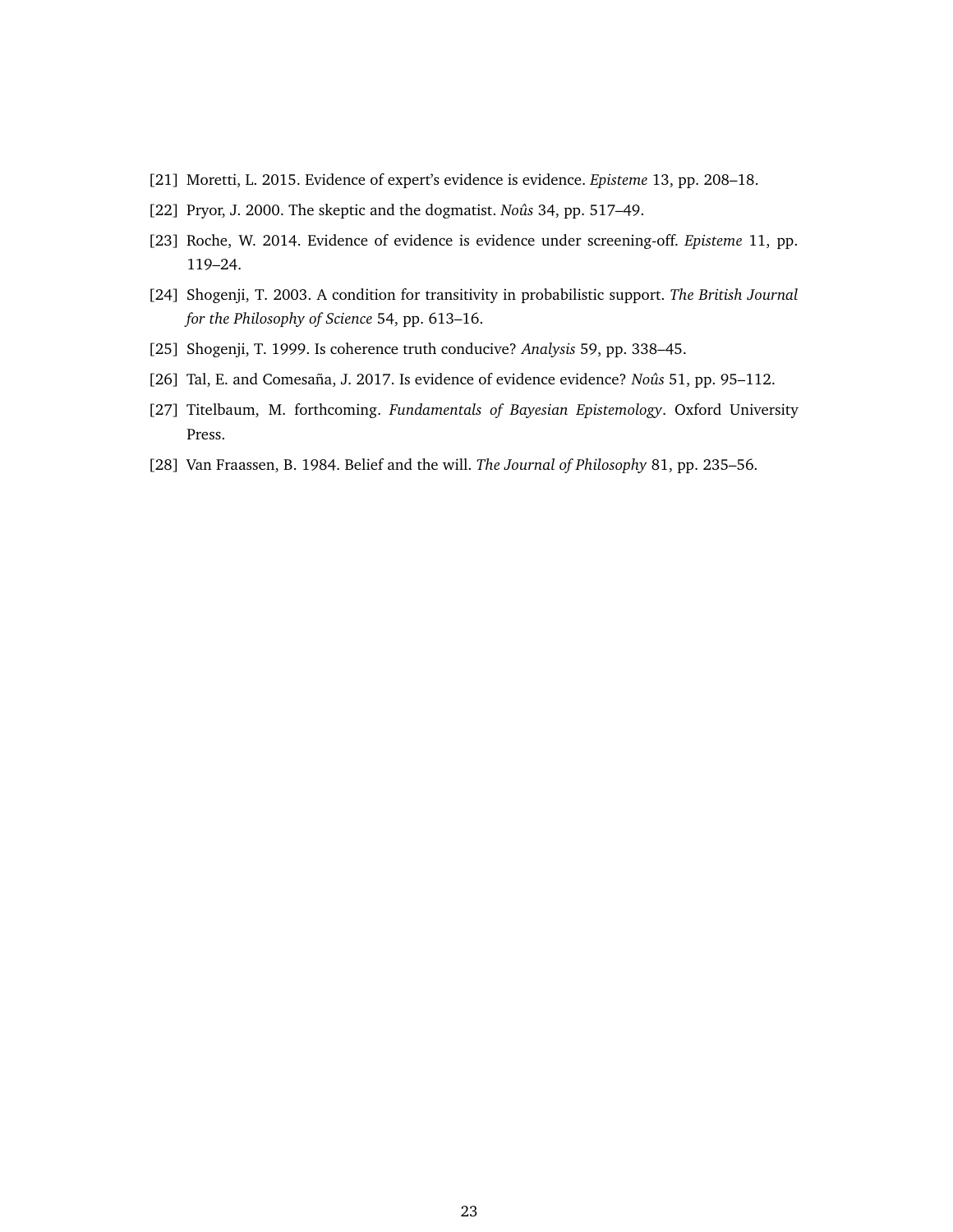[21] Moretti, L. 2015. Evidence of expert's evidence is evidence. *Episteme* 13, pp. 208–18.

[22] Pryor, J. 2000. The skeptic and the dogmatist. *Noûs* 34, pp. 517–49.

[23] Roche, W. 2014. Evidence of evidence is evidence under screening-off. *Episteme* 11, pp. 119–24.

[24] Shogenji, T. 2003. A condition for transitivity in probabilistic support. *The British Journal for the Philosophy of Science* 54, pp. 613–16.

[25] Shogenji, T. 1999. Is coherence truth conducive? *Analysis* 59, pp. 338–45.

[26] Tal, E. and Comesaña, J. 2017. Is evidence of evidence evidence? *Noûs* 51, pp. 95–112.

[27] Titelbaum, M. forthcoming. *Fundamentals of Bayesian Epistemology*. Oxford University Press.

[28] Van Fraassen, B. 1984. Belief and the will. *The Journal of Philosophy* 81, pp. 235–56.